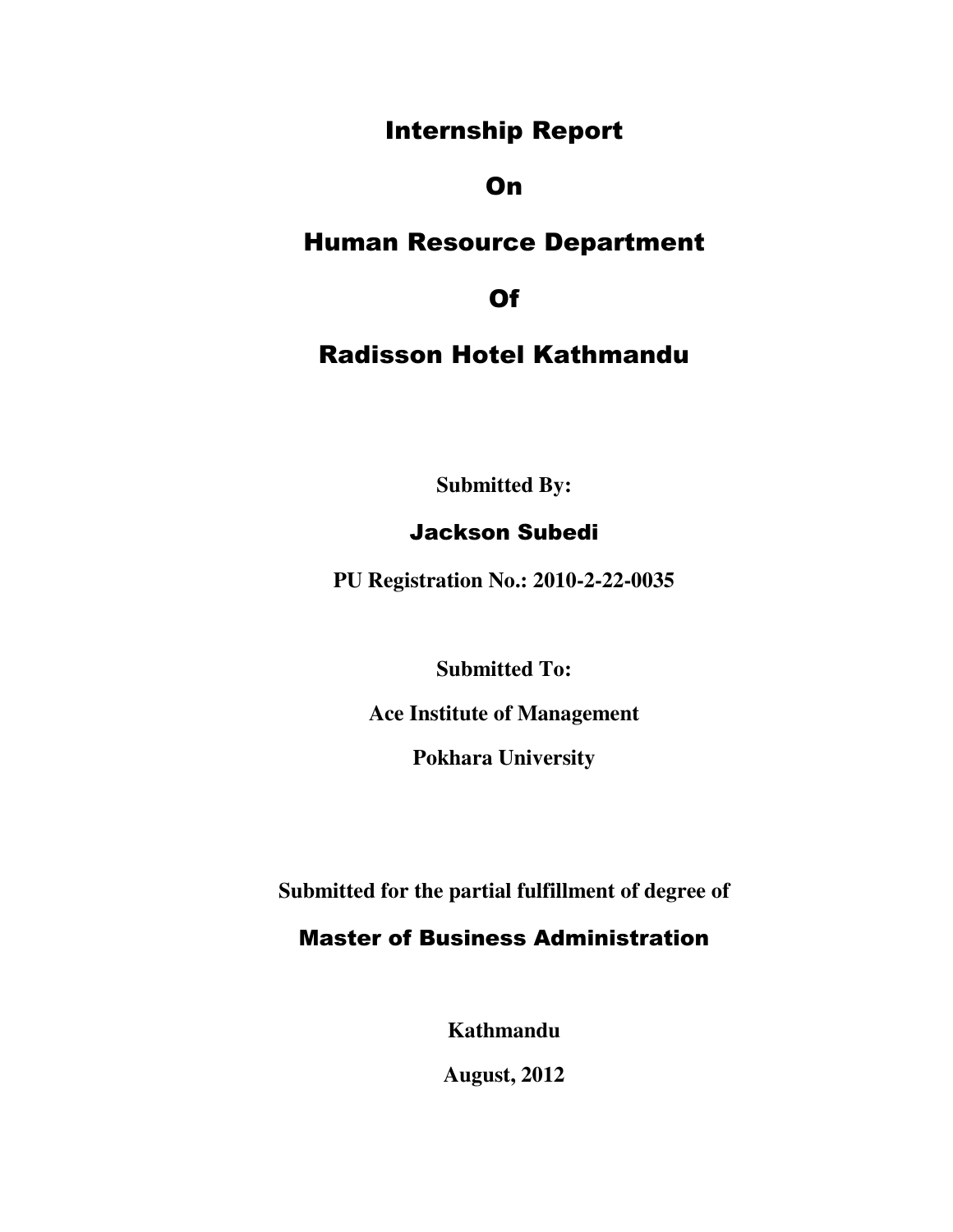# Internship Report

# On

# Human Resource Department

# Of

# Radisson Hotel Kathmandu

**Submitted By:**

**Jackson Subedi**

**PU Registration No.: 2010-2-22-0035**

**Submitted To:**

**Ace Institute of Management**

**Pokhara University**

**Submitted for the partial fulfillment of degree of**

**Master of Business Administration**

**Kathmandu**

**August, 2012**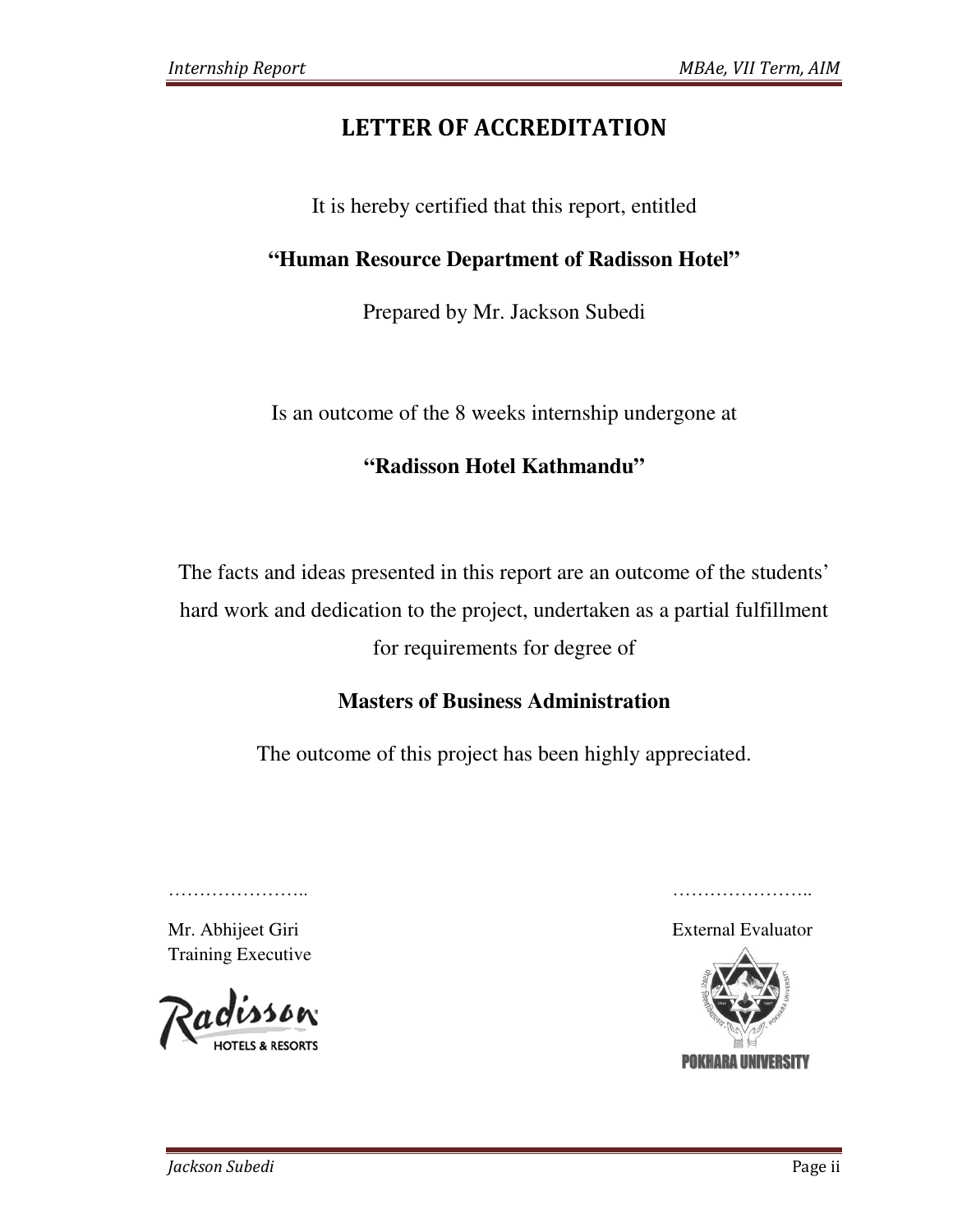# LETTER OF ACCREDITATION

It is hereby certified that this report, entitled

**"Human Resource Department of Radisson Hotel"**

Prepared by Mr. Jackson Subedi

Is an outcome of the 8 weeks internship undergone at

**"Radisson Hotel Kathmandu"**

The facts and ideas presented in this report are an outcome of the students' hard work and dedication to the project, undertaken as a partial fulfillment for requirements for degree of

**Masters of Business Administration**

The outcome of this project has been highly appreciated.

……………………..

Mr. Abhijeet Giri
Training Executive

Radisson HOTELS & RESORTS

……………………..

External Evaluator

POKHARA UNIVERSITY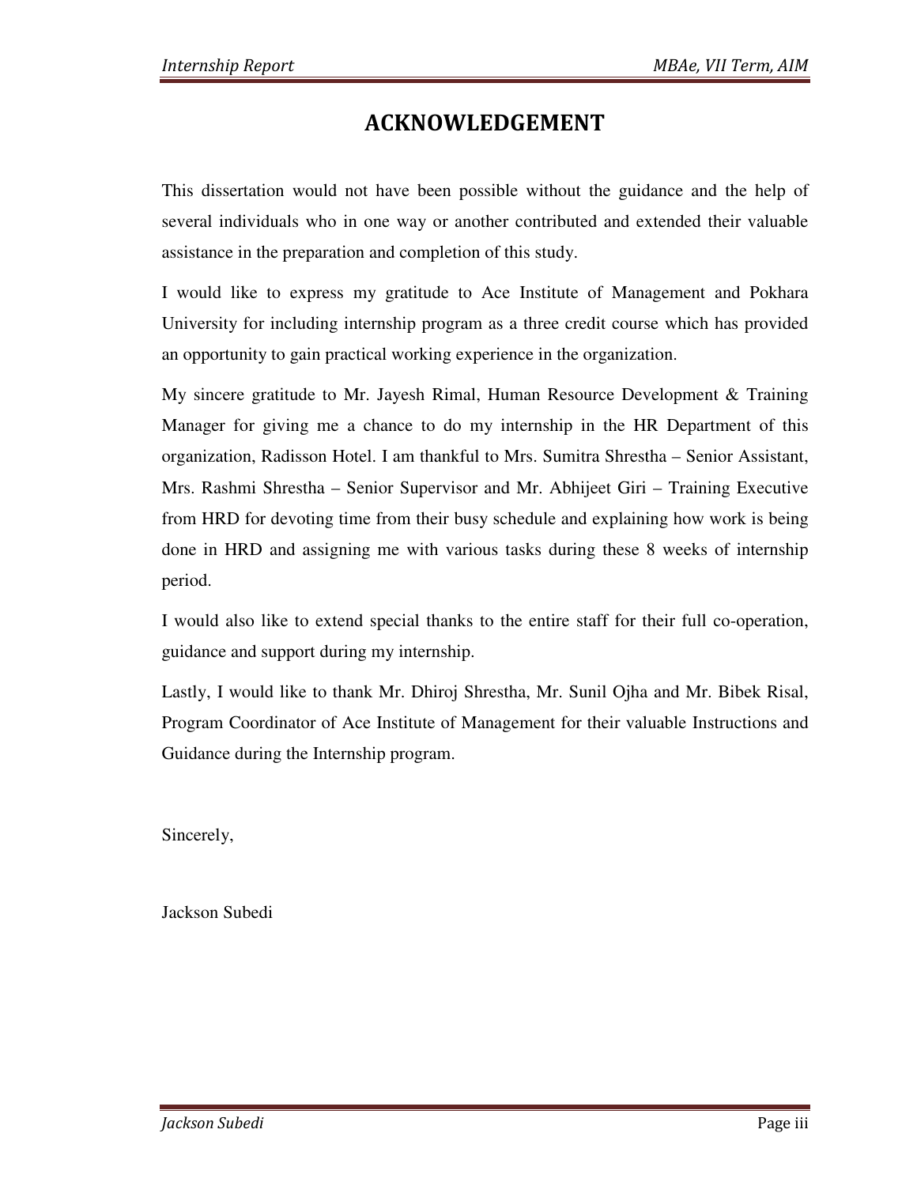# ACKNOWLEDGEMENT

This dissertation would not have been possible without the guidance and the help of several individuals who in one way or another contributed and extended their valuable assistance in the preparation and completion of this study.

I would like to express my gratitude to Ace Institute of Management and Pokhara University for including internship program as a three credit course which has provided an opportunity to gain practical working experience in the organization.

My sincere gratitude to Mr. Jayesh Rimal, Human Resource Development & Training Manager for giving me a chance to do my internship in the HR Department of this organization, Radisson Hotel. I am thankful to Mrs. Sumitra Shrestha – Senior Assistant, Mrs. Rashmi Shrestha – Senior Supervisor and Mr. Abhijeet Giri – Training Executive from HRD for devoting time from their busy schedule and explaining how work is being done in HRD and assigning me with various tasks during these 8 weeks of internship period.

I would also like to extend special thanks to the entire staff for their full co-operation, guidance and support during my internship.

Lastly, I would like to thank Mr. Dhiroj Shrestha, Mr. Sunil Ojha and Mr. Bibek Risal, Program Coordinator of Ace Institute of Management for their valuable Instructions and Guidance during the Internship program.

Sincerely,

Jackson Subedi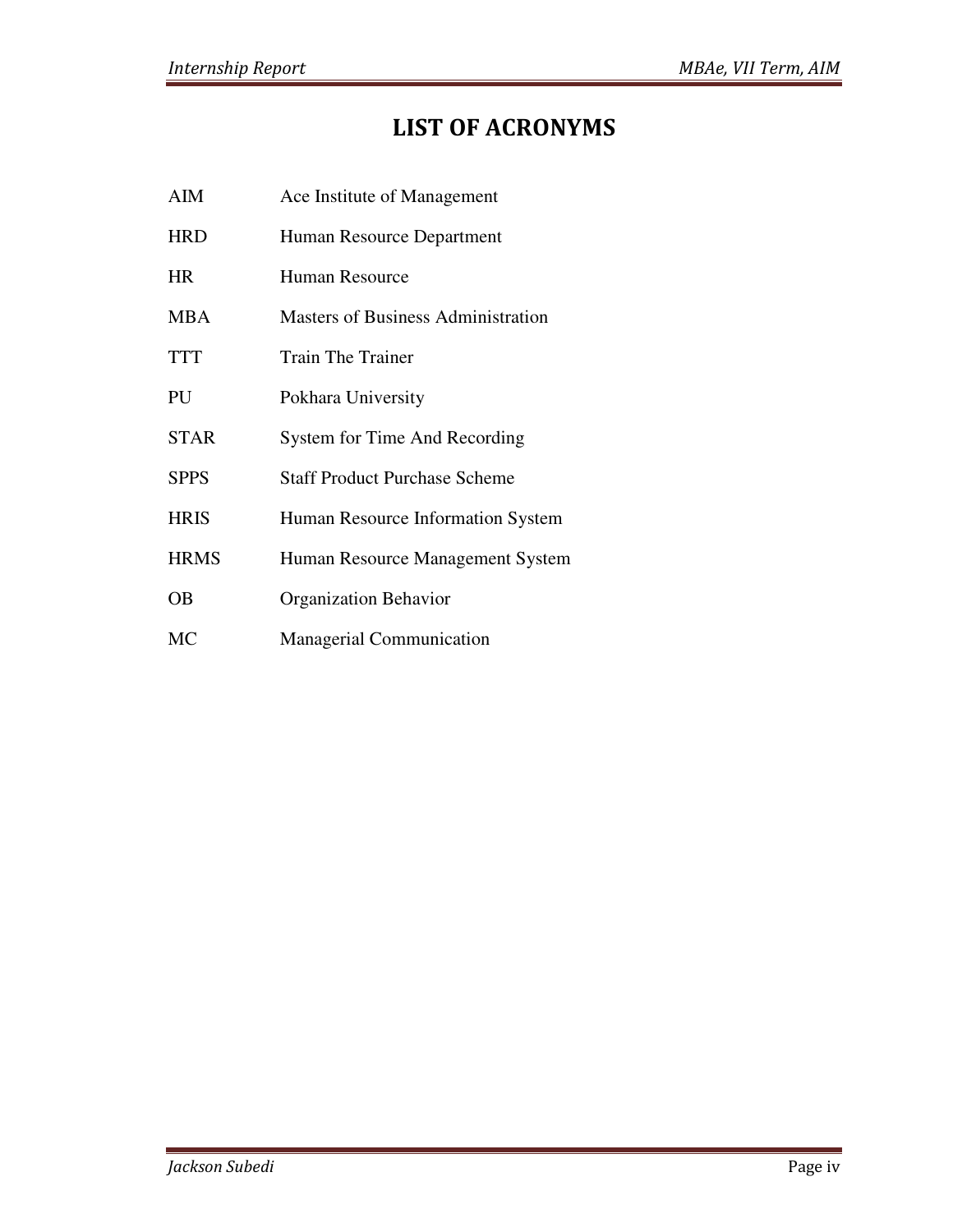# LIST OF ACRONYMS

| | |
|---|---|
| AIM | Ace Institute of Management |
| HRD | Human Resource Department |
| HR | Human Resource |
| MBA | Masters of Business Administration |
| TTT | Train The Trainer |
| PU | Pokhara University |
| STAR | System for Time And Recording |
| SPPS | Staff Product Purchase Scheme |
| HRIS | Human Resource Information System |
| HRMS | Human Resource Management System |
| OB | Organization Behavior |
| MC | Managerial Communication |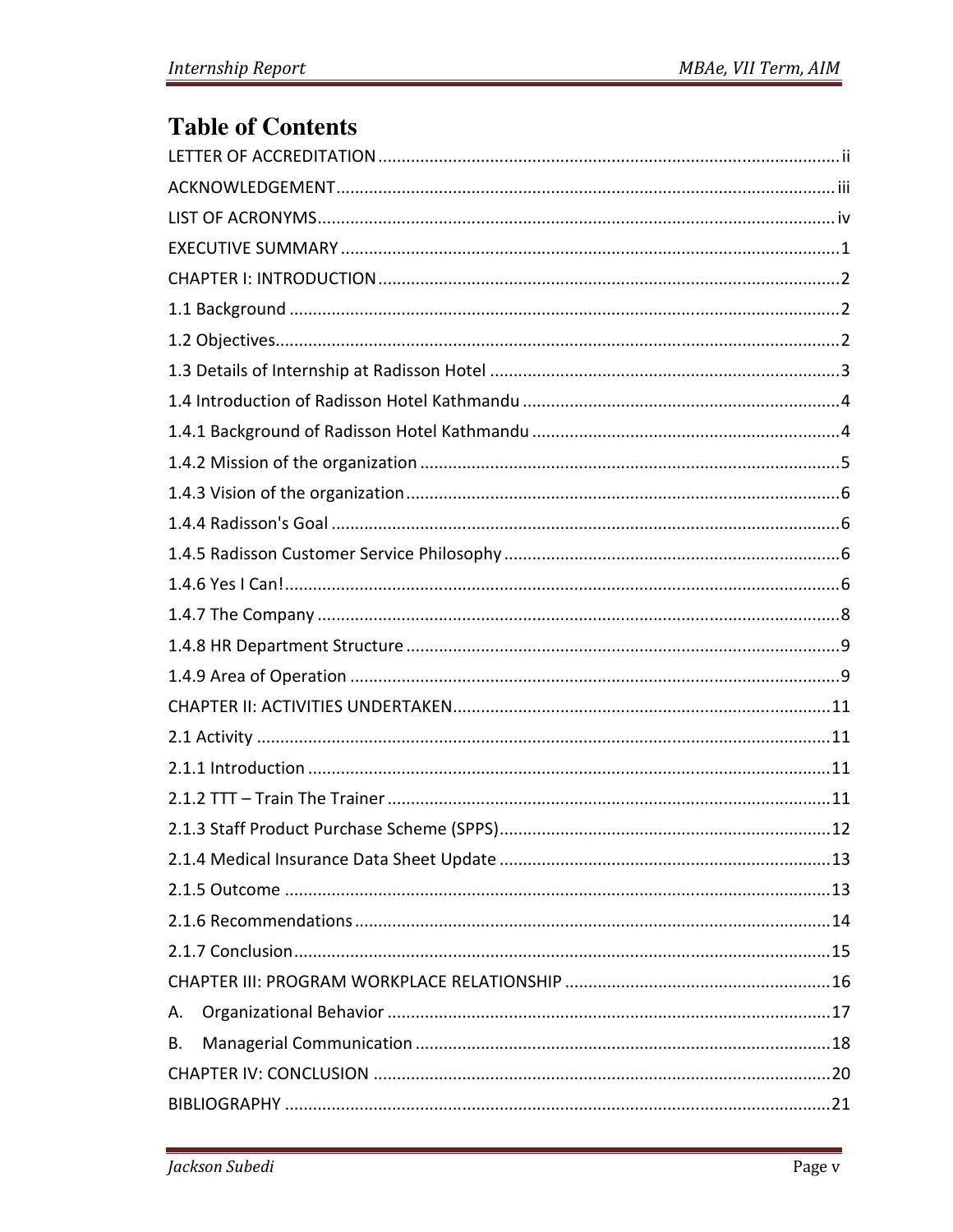# Table of Contents

LETTER OF ACCREDITATION ..... ii

ACKNOWLEDGEMENT ..... iii

LIST OF ACRONYMS ..... iv

EXECUTIVE SUMMARY ..... 1

CHAPTER I: INTRODUCTION ..... 2

1.1 Background ..... 2

1.2 Objectives ..... 2

1.3 Details of Internship at Radisson Hotel ..... 3

1.4 Introduction of Radisson Hotel Kathmandu ..... 4

1.4.1 Background of Radisson Hotel Kathmandu ..... 4

1.4.2 Mission of the organization ..... 5

1.4.3 Vision of the organization ..... 6

1.4.4 Radisson's Goal ..... 6

1.4.5 Radisson Customer Service Philosophy ..... 6

1.4.6 Yes I Can! ..... 6

1.4.7 The Company ..... 8

1.4.8 HR Department Structure ..... 9

1.4.9 Area of Operation ..... 9

CHAPTER II: ACTIVITIES UNDERTAKEN ..... 11

2.1 Activity ..... 11

2.1.1 Introduction ..... 11

2.1.2 TTT – Train The Trainer ..... 11

2.1.3 Staff Product Purchase Scheme (SPPS) ..... 12

2.1.4 Medical Insurance Data Sheet Update ..... 13

2.1.5 Outcome ..... 13

2.1.6 Recommendations ..... 14

2.1.7 Conclusion ..... 15

CHAPTER III: PROGRAM WORKPLACE RELATIONSHIP ..... 16

A. Organizational Behavior ..... 17

B. Managerial Communication ..... 18

CHAPTER IV: CONCLUSION ..... 20

BIBLIOGRAPHY ..... 21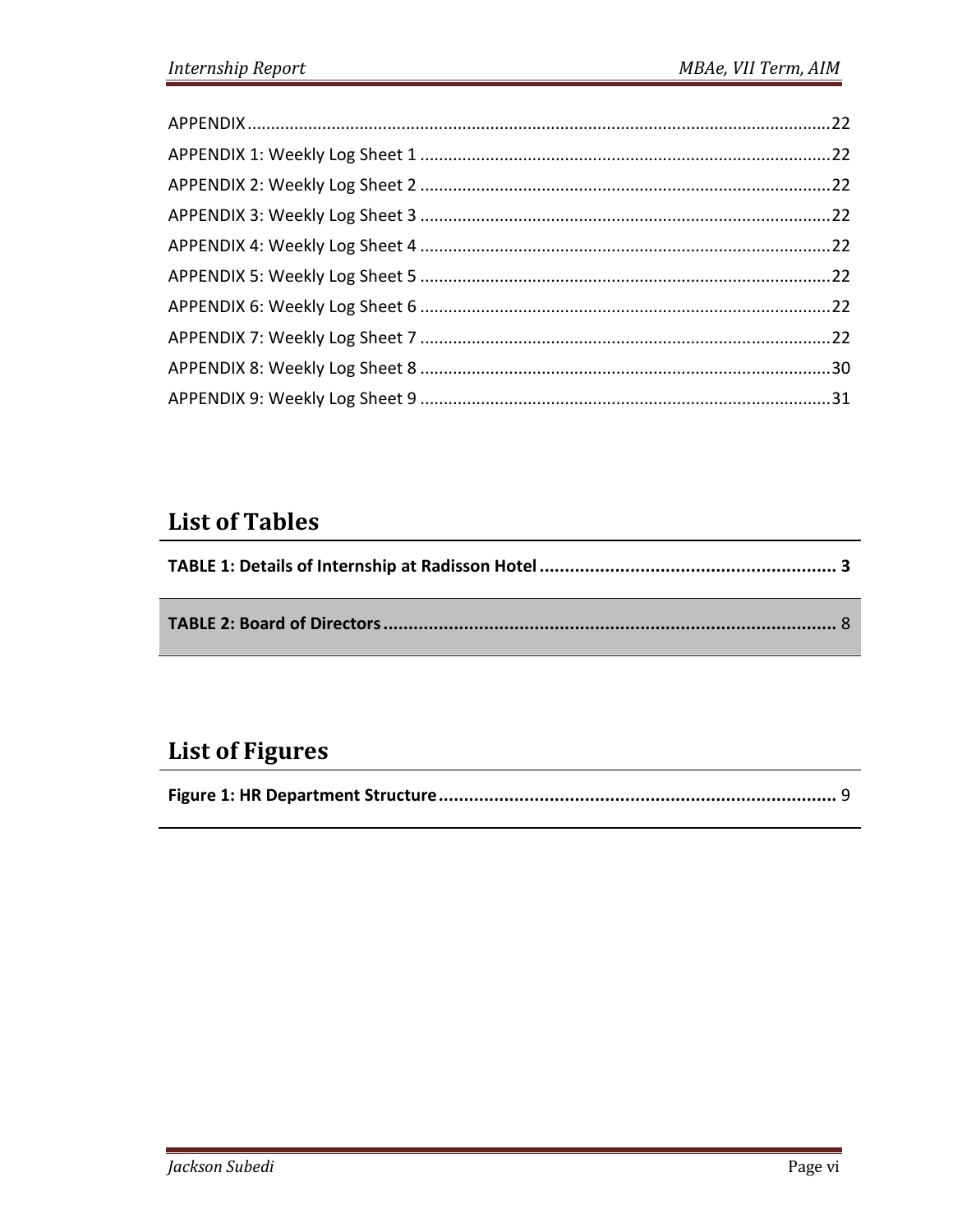APPENDIX ....................................................................................................................22

APPENDIX 1: Weekly Log Sheet 1 .......................................................................................22

APPENDIX 2: Weekly Log Sheet 2 .......................................................................................22

APPENDIX 3: Weekly Log Sheet 3 .......................................................................................22

APPENDIX 4: Weekly Log Sheet 4 .......................................................................................22

APPENDIX 5: Weekly Log Sheet 5 .......................................................................................22

APPENDIX 6: Weekly Log Sheet 6 .......................................................................................22

APPENDIX 7: Weekly Log Sheet 7 .......................................................................................22

APPENDIX 8: Weekly Log Sheet 8 .......................................................................................30

APPENDIX 9: Weekly Log Sheet 9 .......................................................................................31

## List of Tables

**TABLE 1: Details of Internship at Radisson Hotel** ........................................................... **3**

**TABLE 2: Board of Directors** .......................................................................................... 8

## List of Figures

**Figure 1: HR Department Structure** ................................................................................ 9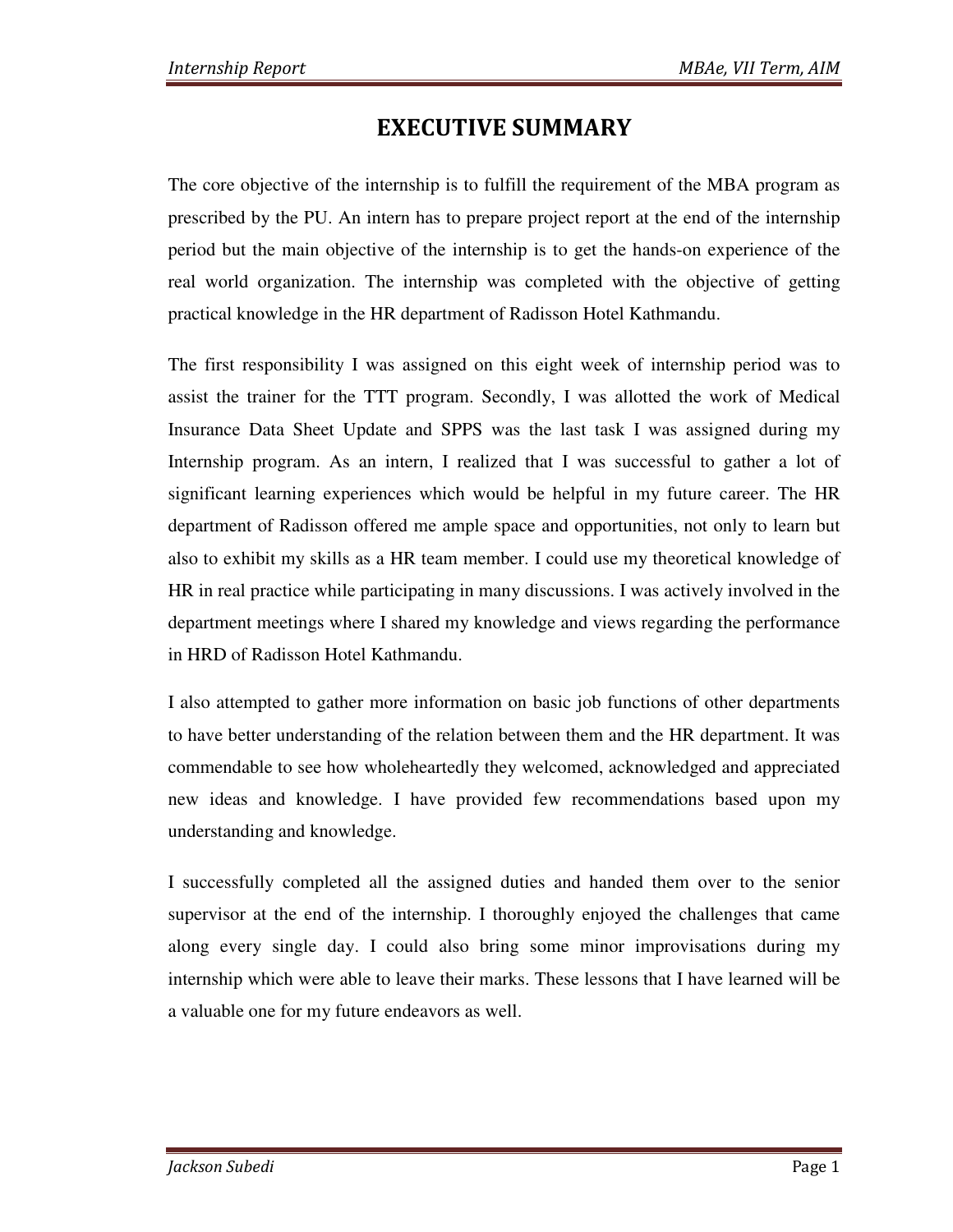# EXECUTIVE SUMMARY

The core objective of the internship is to fulfill the requirement of the MBA program as prescribed by the PU. An intern has to prepare project report at the end of the internship period but the main objective of the internship is to get the hands-on experience of the real world organization. The internship was completed with the objective of getting practical knowledge in the HR department of Radisson Hotel Kathmandu.

The first responsibility I was assigned on this eight week of internship period was to assist the trainer for the TTT program. Secondly, I was allotted the work of Medical Insurance Data Sheet Update and SPPS was the last task I was assigned during my Internship program. As an intern, I realized that I was successful to gather a lot of significant learning experiences which would be helpful in my future career. The HR department of Radisson offered me ample space and opportunities, not only to learn but also to exhibit my skills as a HR team member. I could use my theoretical knowledge of HR in real practice while participating in many discussions. I was actively involved in the department meetings where I shared my knowledge and views regarding the performance in HRD of Radisson Hotel Kathmandu.

I also attempted to gather more information on basic job functions of other departments to have better understanding of the relation between them and the HR department. It was commendable to see how wholeheartedly they welcomed, acknowledged and appreciated new ideas and knowledge. I have provided few recommendations based upon my understanding and knowledge.

I successfully completed all the assigned duties and handed them over to the senior supervisor at the end of the internship. I thoroughly enjoyed the challenges that came along every single day. I could also bring some minor improvisations during my internship which were able to leave their marks. These lessons that I have learned will be a valuable one for my future endeavors as well.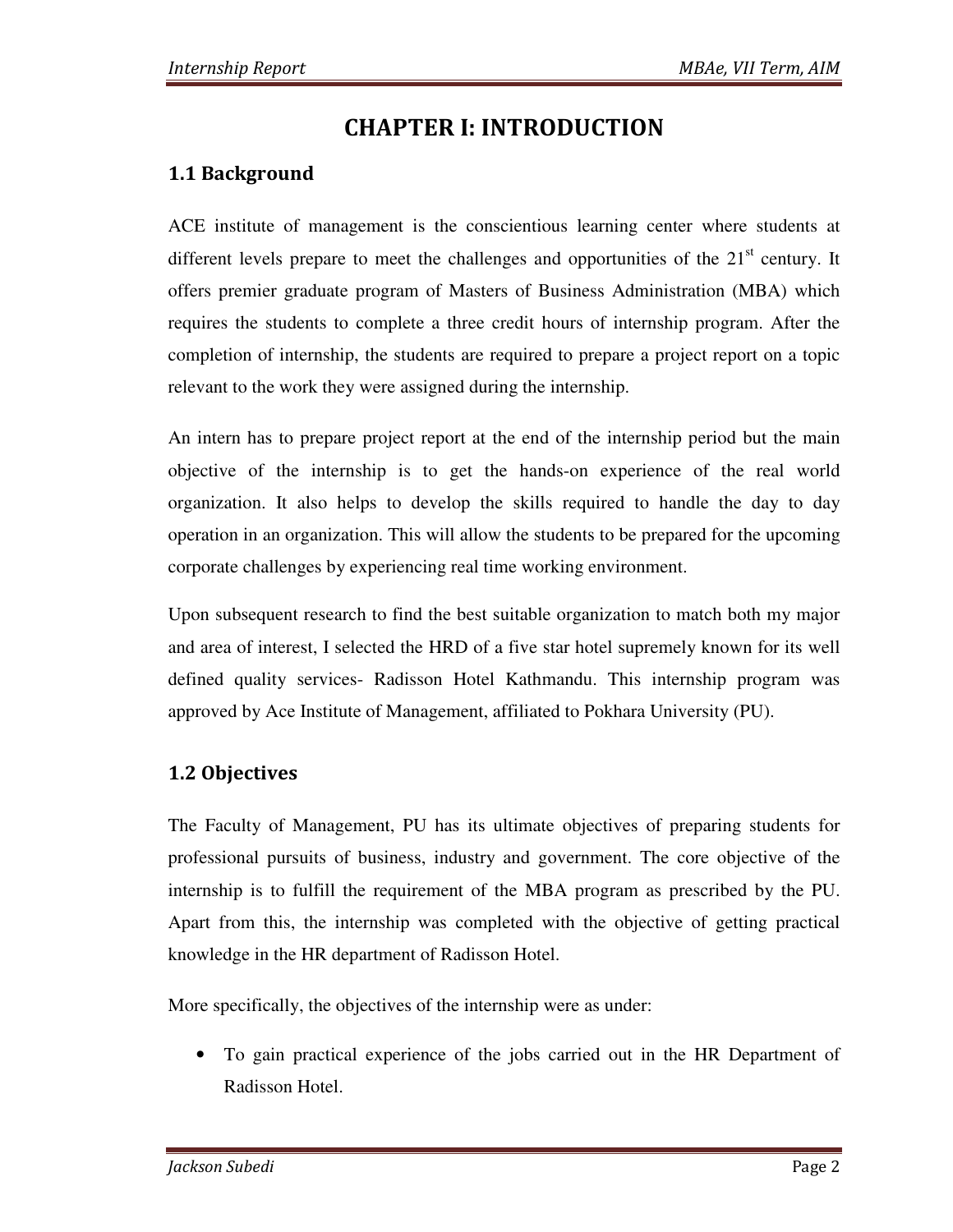# CHAPTER I: INTRODUCTION

## 1.1 Background

ACE institute of management is the conscientious learning center where students at different levels prepare to meet the challenges and opportunities of the 21st century. It offers premier graduate program of Masters of Business Administration (MBA) which requires the students to complete a three credit hours of internship program. After the completion of internship, the students are required to prepare a project report on a topic relevant to the work they were assigned during the internship.

An intern has to prepare project report at the end of the internship period but the main objective of the internship is to get the hands-on experience of the real world organization. It also helps to develop the skills required to handle the day to day operation in an organization. This will allow the students to be prepared for the upcoming corporate challenges by experiencing real time working environment.

Upon subsequent research to find the best suitable organization to match both my major and area of interest, I selected the HRD of a five star hotel supremely known for its well defined quality services- Radisson Hotel Kathmandu. This internship program was approved by Ace Institute of Management, affiliated to Pokhara University (PU).

## 1.2 Objectives

The Faculty of Management, PU has its ultimate objectives of preparing students for professional pursuits of business, industry and government. The core objective of the internship is to fulfill the requirement of the MBA program as prescribed by the PU. Apart from this, the internship was completed with the objective of getting practical knowledge in the HR department of Radisson Hotel.

More specifically, the objectives of the internship were as under:

- To gain practical experience of the jobs carried out in the HR Department of Radisson Hotel.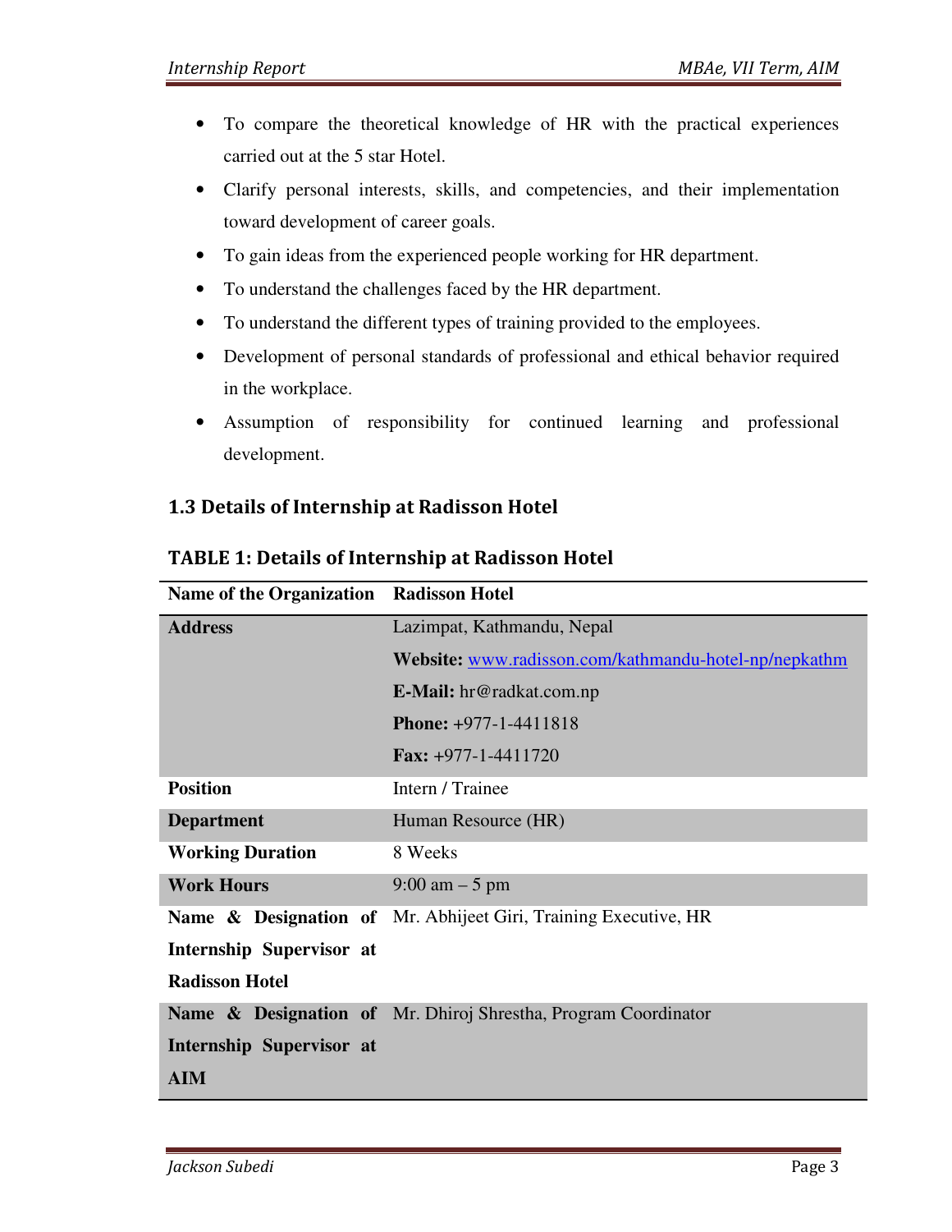- To compare the theoretical knowledge of HR with the practical experiences carried out at the 5 star Hotel.
- Clarify personal interests, skills, and competencies, and their implementation toward development of career goals.
- To gain ideas from the experienced people working for HR department.
- To understand the challenges faced by the HR department.
- To understand the different types of training provided to the employees.
- Development of personal standards of professional and ethical behavior required in the workplace.
- Assumption of responsibility for continued learning and professional development.

## 1.3 Details of Internship at Radisson Hotel

**TABLE 1: Details of Internship at Radisson Hotel**

| Name of the Organization | Radisson Hotel |
|---|---|
| **Address** | Lazimpat, Kathmandu, Nepal<br>**Website:** www.radisson.com/kathmandu-hotel-np/nepkathm<br>**E-Mail:** hr@radkat.com.np<br>**Phone:** +977-1-4411818<br>**Fax:** +977-1-4411720 |
| **Position** | Intern / Trainee |
| **Department** | Human Resource (HR) |
| **Working Duration** | 8 Weeks |
| **Work Hours** | 9:00 am – 5 pm |
| **Name & Designation of Internship Supervisor at Radisson Hotel** | Mr. Abhijeet Giri, Training Executive, HR |
| **Name & Designation of Internship Supervisor at AIM** | Mr. Dhiroj Shrestha, Program Coordinator |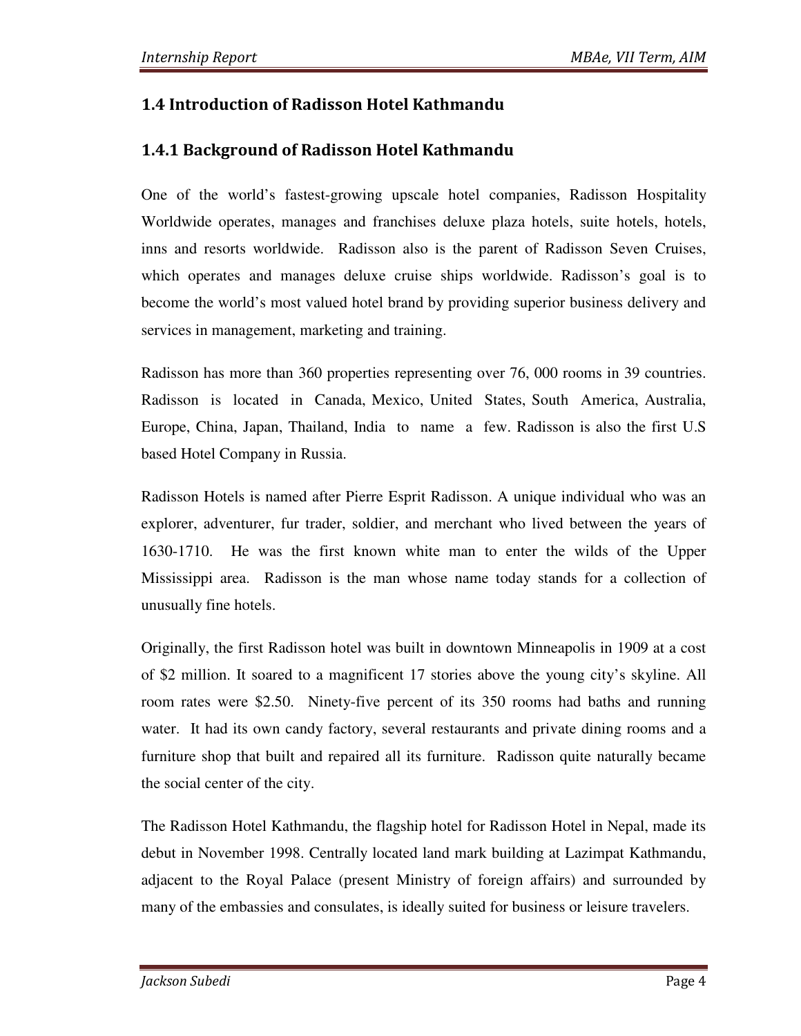## 1.4 Introduction of Radisson Hotel Kathmandu

### 1.4.1 Background of Radisson Hotel Kathmandu

One of the world's fastest-growing upscale hotel companies, Radisson Hospitality Worldwide operates, manages and franchises deluxe plaza hotels, suite hotels, hotels, inns and resorts worldwide. Radisson also is the parent of Radisson Seven Cruises, which operates and manages deluxe cruise ships worldwide. Radisson's goal is to become the world's most valued hotel brand by providing superior business delivery and services in management, marketing and training.

Radisson has more than 360 properties representing over 76, 000 rooms in 39 countries. Radisson is located in Canada, Mexico, United States, South America, Australia, Europe, China, Japan, Thailand, India to name a few. Radisson is also the first U.S based Hotel Company in Russia.

Radisson Hotels is named after Pierre Esprit Radisson. A unique individual who was an explorer, adventurer, fur trader, soldier, and merchant who lived between the years of 1630-1710. He was the first known white man to enter the wilds of the Upper Mississippi area. Radisson is the man whose name today stands for a collection of unusually fine hotels.

Originally, the first Radisson hotel was built in downtown Minneapolis in 1909 at a cost of $2 million. It soared to a magnificent 17 stories above the young city's skyline. All room rates were $2.50. Ninety-five percent of its 350 rooms had baths and running water. It had its own candy factory, several restaurants and private dining rooms and a furniture shop that built and repaired all its furniture. Radisson quite naturally became the social center of the city.

The Radisson Hotel Kathmandu, the flagship hotel for Radisson Hotel in Nepal, made its debut in November 1998. Centrally located land mark building at Lazimpat Kathmandu, adjacent to the Royal Palace (present Ministry of foreign affairs) and surrounded by many of the embassies and consulates, is ideally suited for business or leisure travelers.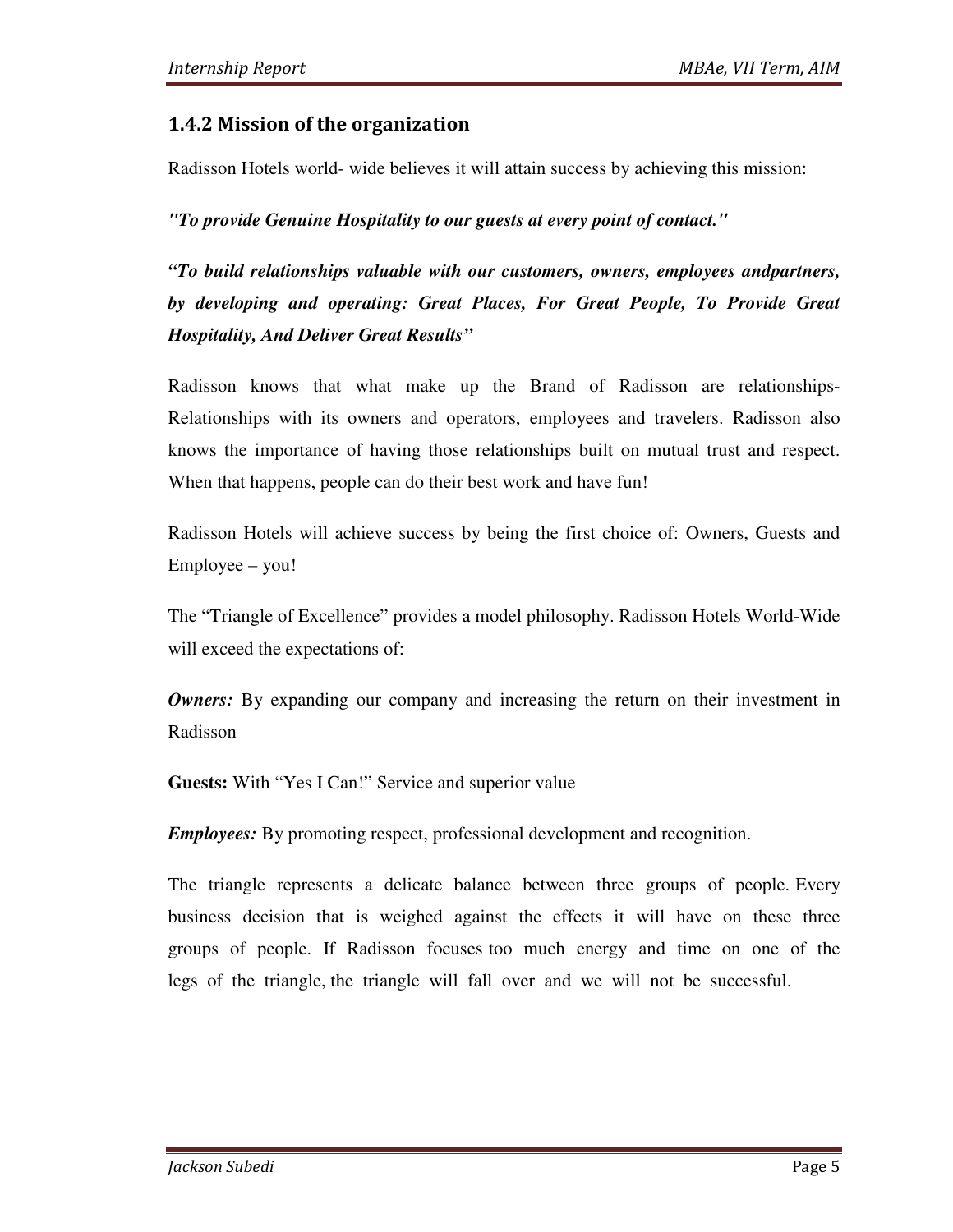### 1.4.2 Mission of the organization

Radisson Hotels world- wide believes it will attain success by achieving this mission:

***"To provide Genuine Hospitality to our guests at every point of contact."***

***"To build relationships valuable with our customers, owners, employees andpartners, by developing and operating: Great Places, For Great People, To Provide Great Hospitality, And Deliver Great Results"***

Radisson knows that what make up the Brand of Radisson are relationships-Relationships with its owners and operators, employees and travelers. Radisson also knows the importance of having those relationships built on mutual trust and respect. When that happens, people can do their best work and have fun!

Radisson Hotels will achieve success by being the first choice of: Owners, Guests and Employee – you!

The "Triangle of Excellence" provides a model philosophy. Radisson Hotels World-Wide will exceed the expectations of:

***Owners:*** By expanding our company and increasing the return on their investment in Radisson

**Guests:** With "Yes I Can!" Service and superior value

***Employees:*** By promoting respect, professional development and recognition.

The triangle represents a delicate balance between three groups of people. Every business decision that is weighed against the effects it will have on these three groups of people. If Radisson focuses too much energy and time on one of the legs of the triangle, the triangle will fall over and we will not be successful.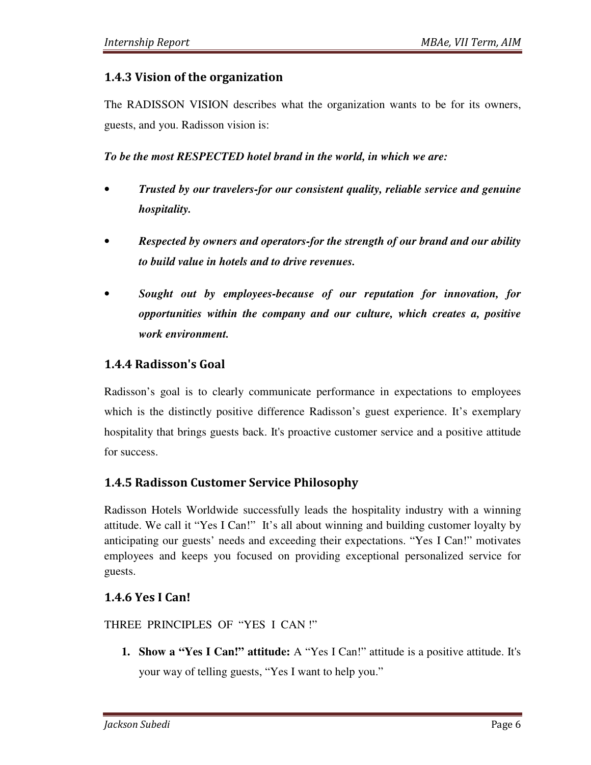### 1.4.3 Vision of the organization

The RADISSON VISION describes what the organization wants to be for its owners, guests, and you. Radisson vision is:

***To be the most RESPECTED hotel brand in the world, in which we are:***

- ***Trusted by our travelers-for our consistent quality, reliable service and genuine hospitality.***
- ***Respected by owners and operators-for the strength of our brand and our ability to build value in hotels and to drive revenues.***
- ***Sought out by employees-because of our reputation for innovation, for opportunities within the company and our culture, which creates a, positive work environment.***

### 1.4.4 Radisson's Goal

Radisson's goal is to clearly communicate performance in expectations to employees which is the distinctly positive difference Radisson's guest experience. It's exemplary hospitality that brings guests back. It's proactive customer service and a positive attitude for success.

### 1.4.5 Radisson Customer Service Philosophy

Radisson Hotels Worldwide successfully leads the hospitality industry with a winning attitude. We call it "Yes I Can!" It's all about winning and building customer loyalty by anticipating our guests' needs and exceeding their expectations. "Yes I Can!" motivates employees and keeps you focused on providing exceptional personalized service for guests.

### 1.4.6 Yes I Can!

THREE PRINCIPLES OF "YES I CAN !"

1. **Show a "Yes I Can!" attitude:** A "Yes I Can!" attitude is a positive attitude. It's your way of telling guests, "Yes I want to help you."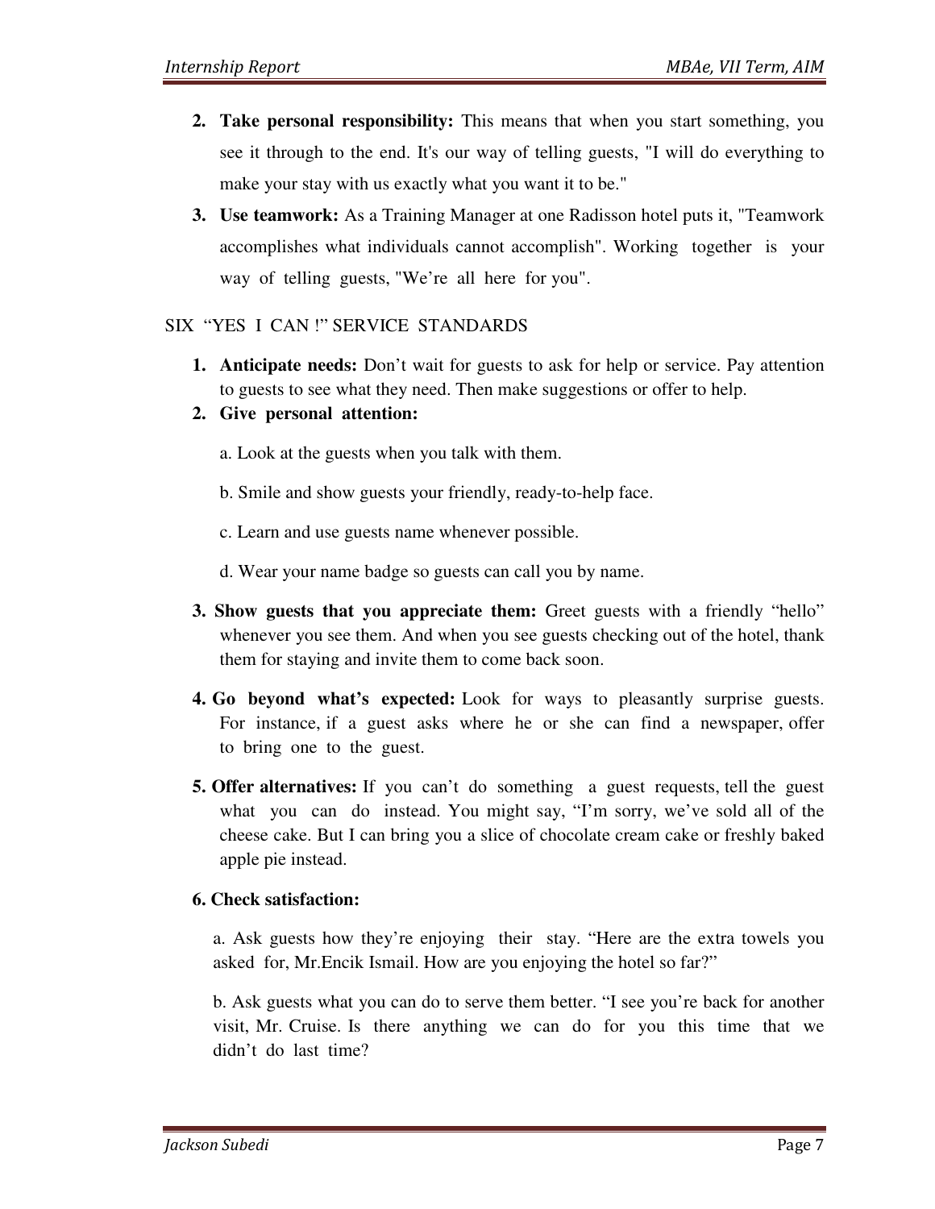2. **Take personal responsibility:** This means that when you start something, you see it through to the end. It's our way of telling guests, "I will do everything to make your stay with us exactly what you want it to be."

3. **Use teamwork:** As a Training Manager at one Radisson hotel puts it, "Teamwork accomplishes what individuals cannot accomplish". Working together is your way of telling guests, "We're all here for you".

SIX "YES I CAN !" SERVICE STANDARDS

1. **Anticipate needs:** Don't wait for guests to ask for help or service. Pay attention to guests to see what they need. Then make suggestions or offer to help.

2. **Give personal attention:**

   a. Look at the guests when you talk with them.

   b. Smile and show guests your friendly, ready-to-help face.

   c. Learn and use guests name whenever possible.

   d. Wear your name badge so guests can call you by name.

3. **Show guests that you appreciate them:** Greet guests with a friendly "hello" whenever you see them. And when you see guests checking out of the hotel, thank them for staying and invite them to come back soon.

4. **Go beyond what's expected:** Look for ways to pleasantly surprise guests. For instance, if a guest asks where he or she can find a newspaper, offer to bring one to the guest.

5. **Offer alternatives:** If you can't do something a guest requests, tell the guest what you can do instead. You might say, "I'm sorry, we've sold all of the cheese cake. But I can bring you a slice of chocolate cream cake or freshly baked apple pie instead.

6. **Check satisfaction:**

   a. Ask guests how they're enjoying their stay. "Here are the extra towels you asked for, Mr.Encik Ismail. How are you enjoying the hotel so far?"

   b. Ask guests what you can do to serve them better. "I see you're back for another visit, Mr. Cruise. Is there anything we can do for you this time that we didn't do last time?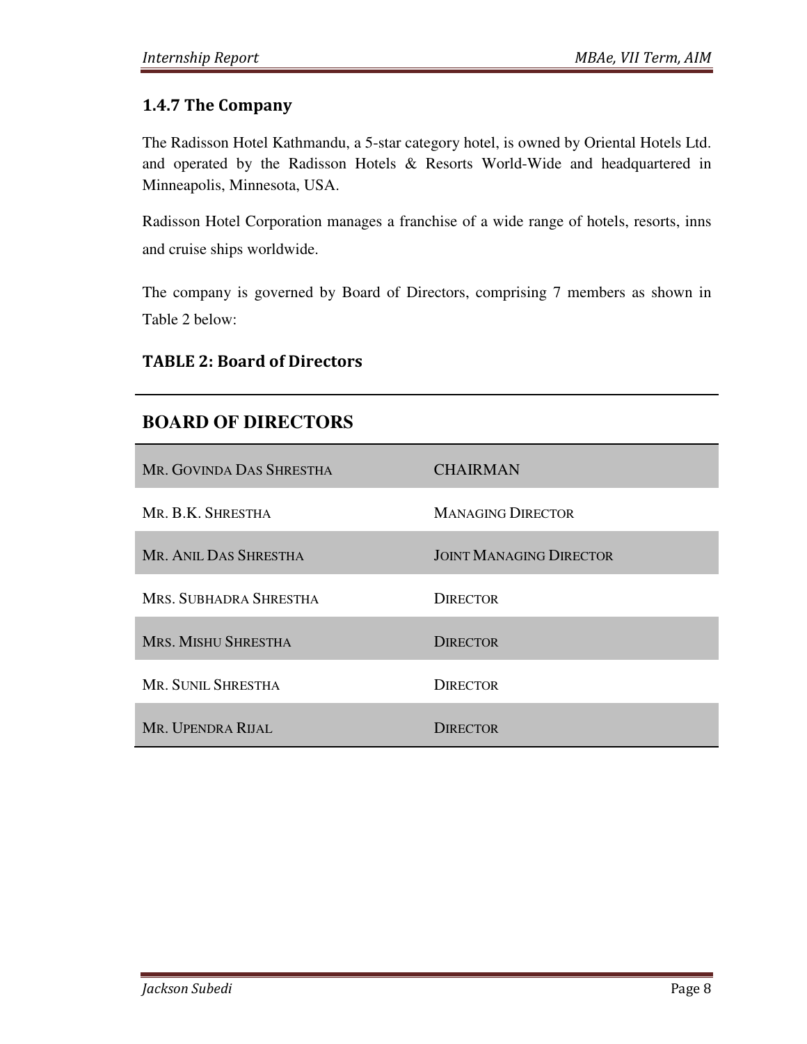### 1.4.7 The Company

The Radisson Hotel Kathmandu, a 5-star category hotel, is owned by Oriental Hotels Ltd. and operated by the Radisson Hotels & Resorts World-Wide and headquartered in Minneapolis, Minnesota, USA.

Radisson Hotel Corporation manages a franchise of a wide range of hotels, resorts, inns and cruise ships worldwide.

The company is governed by Board of Directors, comprising 7 members as shown in Table 2 below:

**TABLE 2: Board of Directors**

| BOARD OF DIRECTORS | |
|---|---|
| MR. GOVINDA DAS SHRESTHA | CHAIRMAN |
| MR. B.K. SHRESTHA | MANAGING DIRECTOR |
| MR. ANIL DAS SHRESTHA | JOINT MANAGING DIRECTOR |
| MRS. SUBHADRA SHRESTHA | DIRECTOR |
| MRS. MISHU SHRESTHA | DIRECTOR |
| MR. SUNIL SHRESTHA | DIRECTOR |
| MR. UPENDRA RIJAL | DIRECTOR |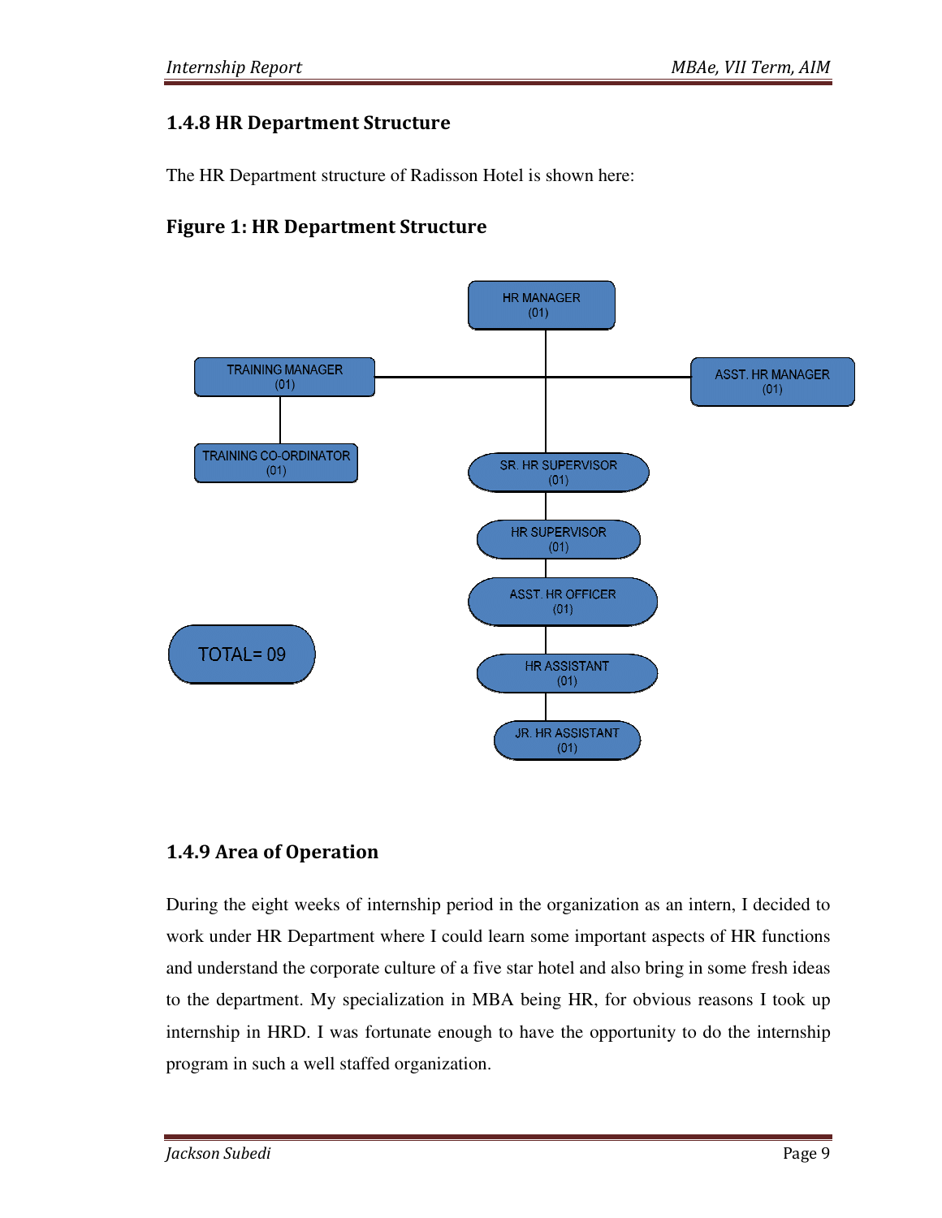### 1.4.8 HR Department Structure

The HR Department structure of Radisson Hotel is shown here:

#### Figure 1: HR Department Structure

HR MANAGER (01)

TRAINING MANAGER (01)

ASST. HR MANAGER (01)

TRAINING CO-ORDINATOR (01)

SR. HR SUPERVISOR (01)

HR SUPERVISOR (01)

ASST. HR OFFICER (01)

HR ASSISTANT (01)

JR. HR ASSISTANT (01)

TOTAL= 09

### 1.4.9 Area of Operation

During the eight weeks of internship period in the organization as an intern, I decided to work under HR Department where I could learn some important aspects of HR functions and understand the corporate culture of a five star hotel and also bring in some fresh ideas to the department. My specialization in MBA being HR, for obvious reasons I took up internship in HRD. I was fortunate enough to have the opportunity to do the internship program in such a well staffed organization.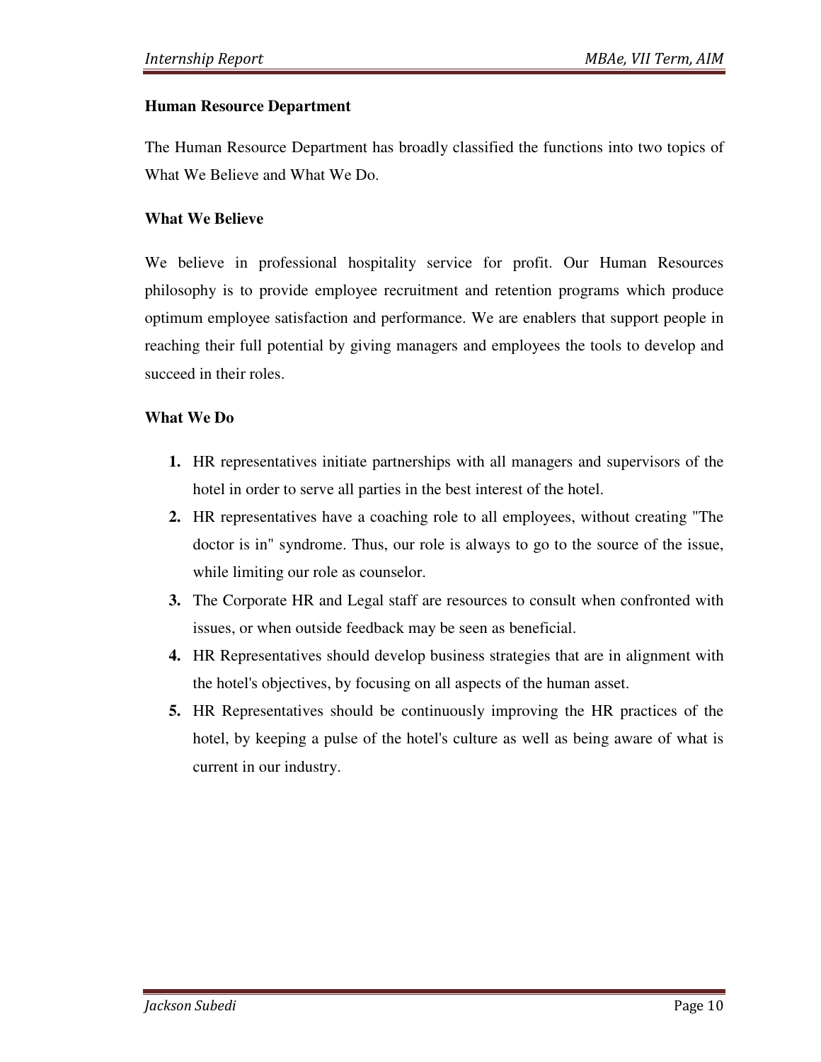**Human Resource Department**

The Human Resource Department has broadly classified the functions into two topics of What We Believe and What We Do.

**What We Believe**

We believe in professional hospitality service for profit. Our Human Resources philosophy is to provide employee recruitment and retention programs which produce optimum employee satisfaction and performance. We are enablers that support people in reaching their full potential by giving managers and employees the tools to develop and succeed in their roles.

**What We Do**

1. HR representatives initiate partnerships with all managers and supervisors of the hotel in order to serve all parties in the best interest of the hotel.
2. HR representatives have a coaching role to all employees, without creating "The doctor is in" syndrome. Thus, our role is always to go to the source of the issue, while limiting our role as counselor.
3. The Corporate HR and Legal staff are resources to consult when confronted with issues, or when outside feedback may be seen as beneficial.
4. HR Representatives should develop business strategies that are in alignment with the hotel's objectives, by focusing on all aspects of the human asset.
5. HR Representatives should be continuously improving the HR practices of the hotel, by keeping a pulse of the hotel's culture as well as being aware of what is current in our industry.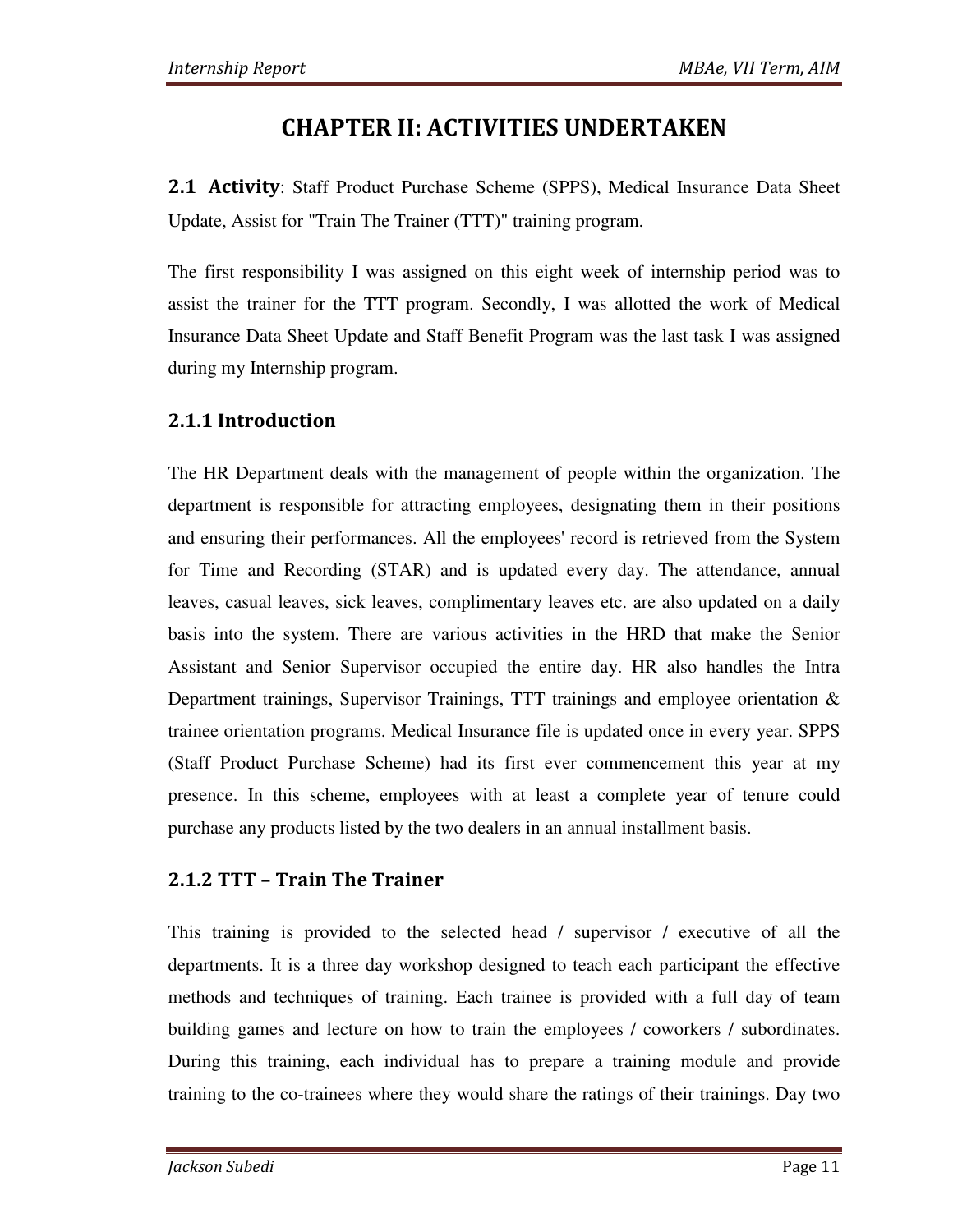# CHAPTER II: ACTIVITIES UNDERTAKEN

**2.1 Activity**: Staff Product Purchase Scheme (SPPS), Medical Insurance Data Sheet Update, Assist for "Train The Trainer (TTT)" training program.

The first responsibility I was assigned on this eight week of internship period was to assist the trainer for the TTT program. Secondly, I was allotted the work of Medical Insurance Data Sheet Update and Staff Benefit Program was the last task I was assigned during my Internship program.

### 2.1.1 Introduction

The HR Department deals with the management of people within the organization. The department is responsible for attracting employees, designating them in their positions and ensuring their performances. All the employees' record is retrieved from the System for Time and Recording (STAR) and is updated every day. The attendance, annual leaves, casual leaves, sick leaves, complimentary leaves etc. are also updated on a daily basis into the system. There are various activities in the HRD that make the Senior Assistant and Senior Supervisor occupied the entire day. HR also handles the Intra Department trainings, Supervisor Trainings, TTT trainings and employee orientation & trainee orientation programs. Medical Insurance file is updated once in every year. SPPS (Staff Product Purchase Scheme) had its first ever commencement this year at my presence. In this scheme, employees with at least a complete year of tenure could purchase any products listed by the two dealers in an annual installment basis.

### 2.1.2 TTT – Train The Trainer

This training is provided to the selected head / supervisor / executive of all the departments. It is a three day workshop designed to teach each participant the effective methods and techniques of training. Each trainee is provided with a full day of team building games and lecture on how to train the employees / coworkers / subordinates. During this training, each individual has to prepare a training module and provide training to the co-trainees where they would share the ratings of their trainings. Day two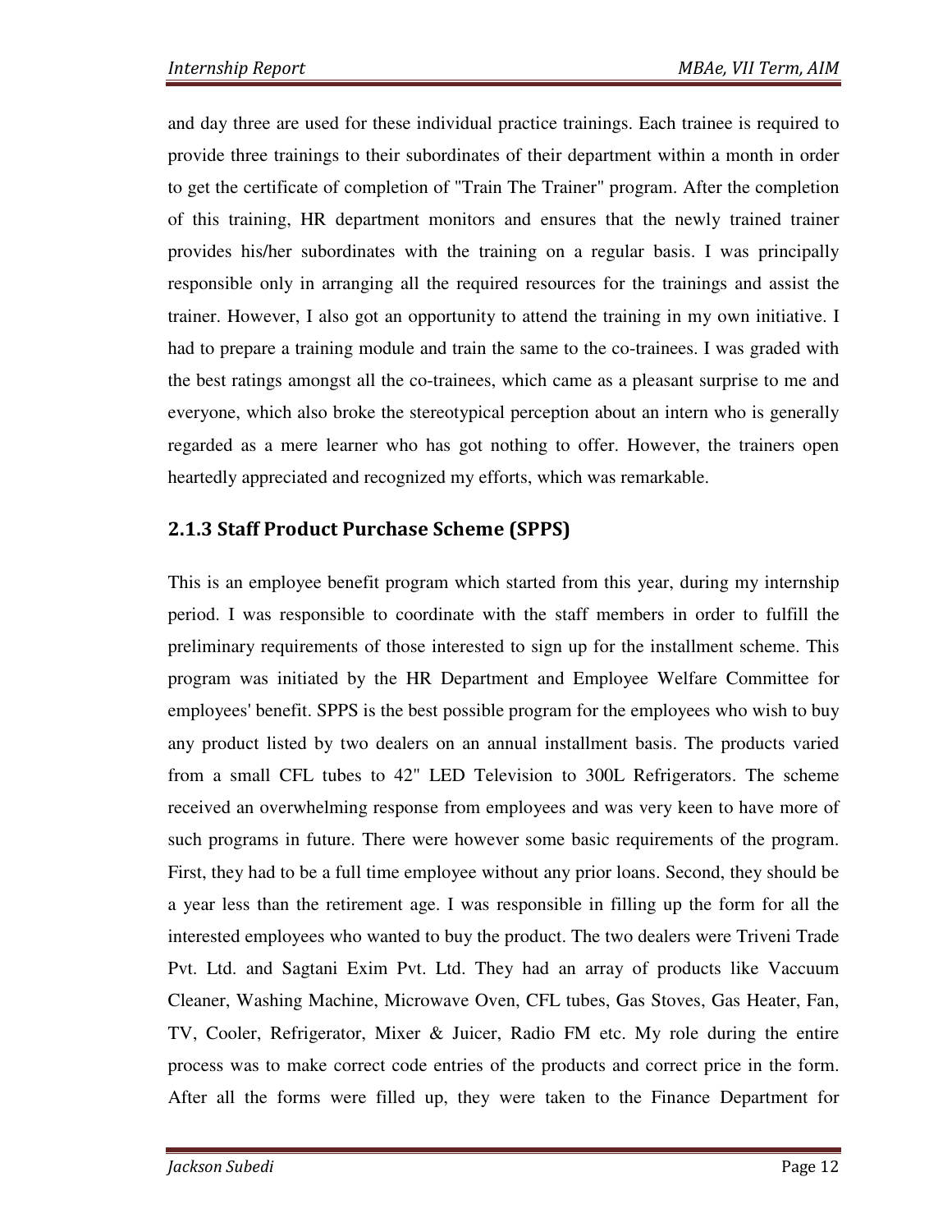and day three are used for these individual practice trainings. Each trainee is required to provide three trainings to their subordinates of their department within a month in order to get the certificate of completion of "Train The Trainer" program. After the completion of this training, HR department monitors and ensures that the newly trained trainer provides his/her subordinates with the training on a regular basis. I was principally responsible only in arranging all the required resources for the trainings and assist the trainer. However, I also got an opportunity to attend the training in my own initiative. I had to prepare a training module and train the same to the co-trainees. I was graded with the best ratings amongst all the co-trainees, which came as a pleasant surprise to me and everyone, which also broke the stereotypical perception about an intern who is generally regarded as a mere learner who has got nothing to offer. However, the trainers open heartedly appreciated and recognized my efforts, which was remarkable.

### 2.1.3 Staff Product Purchase Scheme (SPPS)

This is an employee benefit program which started from this year, during my internship period. I was responsible to coordinate with the staff members in order to fulfill the preliminary requirements of those interested to sign up for the installment scheme. This program was initiated by the HR Department and Employee Welfare Committee for employees' benefit. SPPS is the best possible program for the employees who wish to buy any product listed by two dealers on an annual installment basis. The products varied from a small CFL tubes to 42" LED Television to 300L Refrigerators. The scheme received an overwhelming response from employees and was very keen to have more of such programs in future. There were however some basic requirements of the program. First, they had to be a full time employee without any prior loans. Second, they should be a year less than the retirement age. I was responsible in filling up the form for all the interested employees who wanted to buy the product. The two dealers were Triveni Trade Pvt. Ltd. and Sagtani Exim Pvt. Ltd. They had an array of products like Vaccuum Cleaner, Washing Machine, Microwave Oven, CFL tubes, Gas Stoves, Gas Heater, Fan, TV, Cooler, Refrigerator, Mixer & Juicer, Radio FM etc. My role during the entire process was to make correct code entries of the products and correct price in the form. After all the forms were filled up, they were taken to the Finance Department for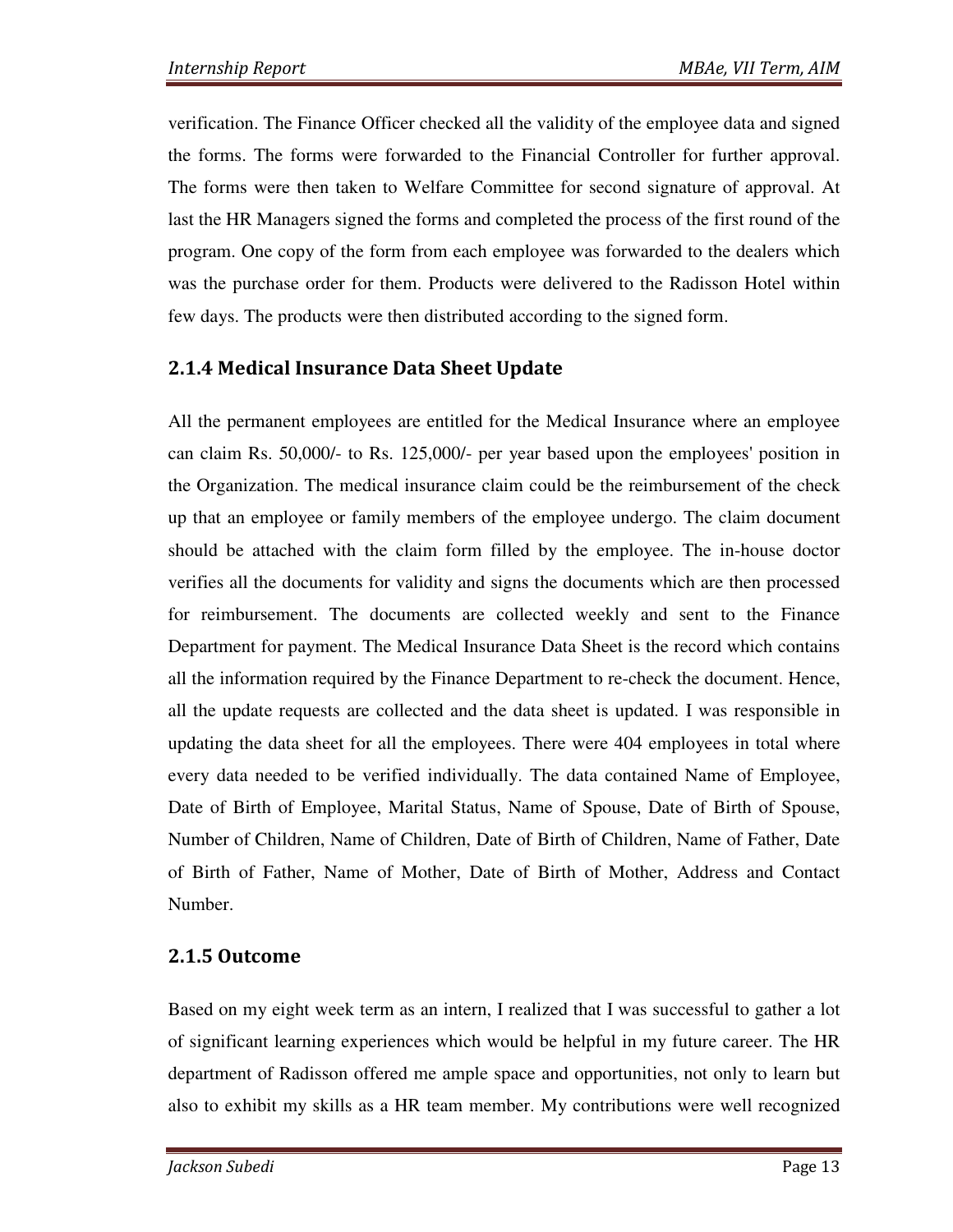verification. The Finance Officer checked all the validity of the employee data and signed the forms. The forms were forwarded to the Financial Controller for further approval. The forms were then taken to Welfare Committee for second signature of approval. At last the HR Managers signed the forms and completed the process of the first round of the program. One copy of the form from each employee was forwarded to the dealers which was the purchase order for them. Products were delivered to the Radisson Hotel within few days. The products were then distributed according to the signed form.

### 2.1.4 Medical Insurance Data Sheet Update

All the permanent employees are entitled for the Medical Insurance where an employee can claim Rs. 50,000/- to Rs. 125,000/- per year based upon the employees' position in the Organization. The medical insurance claim could be the reimbursement of the check up that an employee or family members of the employee undergo. The claim document should be attached with the claim form filled by the employee. The in-house doctor verifies all the documents for validity and signs the documents which are then processed for reimbursement. The documents are collected weekly and sent to the Finance Department for payment. The Medical Insurance Data Sheet is the record which contains all the information required by the Finance Department to re-check the document. Hence, all the update requests are collected and the data sheet is updated. I was responsible in updating the data sheet for all the employees. There were 404 employees in total where every data needed to be verified individually. The data contained Name of Employee, Date of Birth of Employee, Marital Status, Name of Spouse, Date of Birth of Spouse, Number of Children, Name of Children, Date of Birth of Children, Name of Father, Date of Birth of Father, Name of Mother, Date of Birth of Mother, Address and Contact Number.

### 2.1.5 Outcome

Based on my eight week term as an intern, I realized that I was successful to gather a lot of significant learning experiences which would be helpful in my future career. The HR department of Radisson offered me ample space and opportunities, not only to learn but also to exhibit my skills as a HR team member. My contributions were well recognized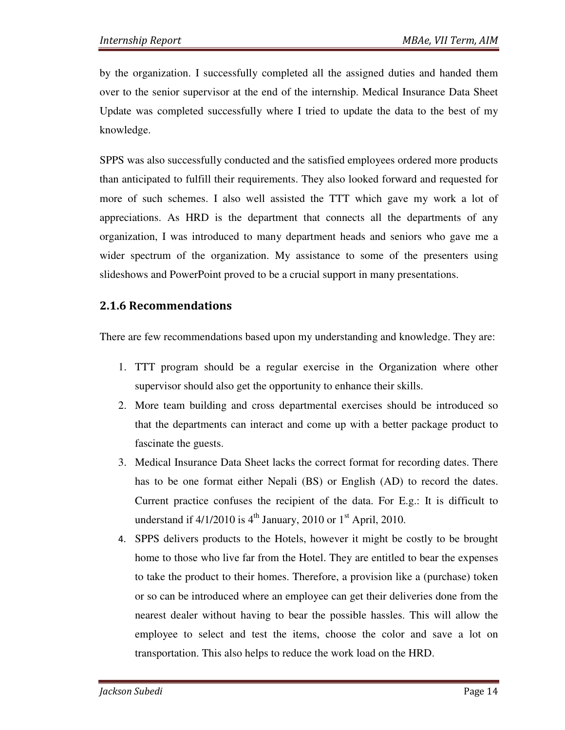by the organization. I successfully completed all the assigned duties and handed them over to the senior supervisor at the end of the internship. Medical Insurance Data Sheet Update was completed successfully where I tried to update the data to the best of my knowledge.

SPPS was also successfully conducted and the satisfied employees ordered more products than anticipated to fulfill their requirements. They also looked forward and requested for more of such schemes. I also well assisted the TTT which gave my work a lot of appreciations. As HRD is the department that connects all the departments of any organization, I was introduced to many department heads and seniors who gave me a wider spectrum of the organization. My assistance to some of the presenters using slideshows and PowerPoint proved to be a crucial support in many presentations.

### 2.1.6 Recommendations

There are few recommendations based upon my understanding and knowledge. They are:

1. TTT program should be a regular exercise in the Organization where other supervisor should also get the opportunity to enhance their skills.
2. More team building and cross departmental exercises should be introduced so that the departments can interact and come up with a better package product to fascinate the guests.
3. Medical Insurance Data Sheet lacks the correct format for recording dates. There has to be one format either Nepali (BS) or English (AD) to record the dates. Current practice confuses the recipient of the data. For E.g.: It is difficult to understand if 4/1/2010 is 4th January, 2010 or 1st April, 2010.
4. SPPS delivers products to the Hotels, however it might be costly to be brought home to those who live far from the Hotel. They are entitled to bear the expenses to take the product to their homes. Therefore, a provision like a (purchase) token or so can be introduced where an employee can get their deliveries done from the nearest dealer without having to bear the possible hassles. This will allow the employee to select and test the items, choose the color and save a lot on transportation. This also helps to reduce the work load on the HRD.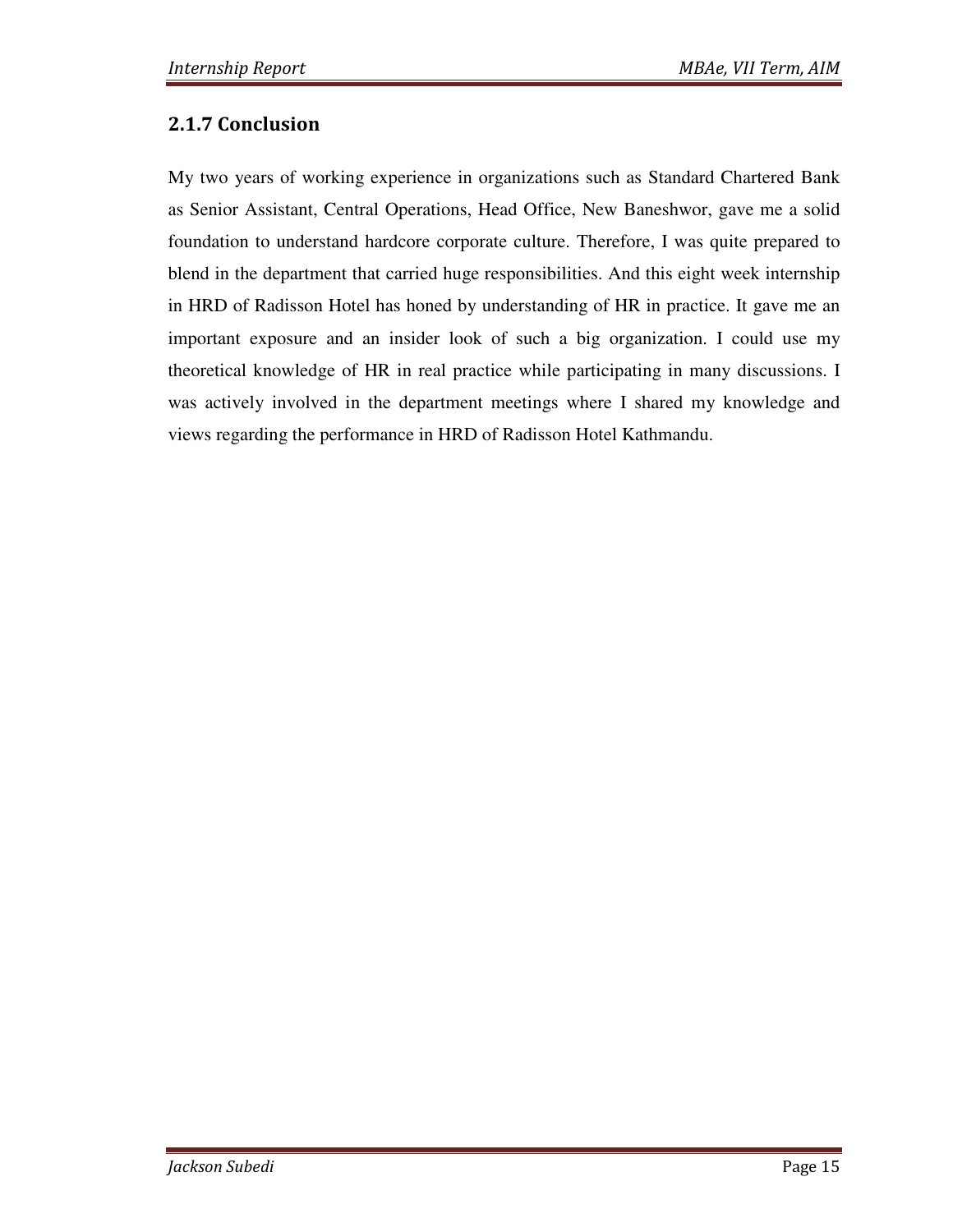### 2.1.7 Conclusion

My two years of working experience in organizations such as Standard Chartered Bank as Senior Assistant, Central Operations, Head Office, New Baneshwor, gave me a solid foundation to understand hardcore corporate culture. Therefore, I was quite prepared to blend in the department that carried huge responsibilities. And this eight week internship in HRD of Radisson Hotel has honed by understanding of HR in practice. It gave me an important exposure and an insider look of such a big organization. I could use my theoretical knowledge of HR in real practice while participating in many discussions. I was actively involved in the department meetings where I shared my knowledge and views regarding the performance in HRD of Radisson Hotel Kathmandu.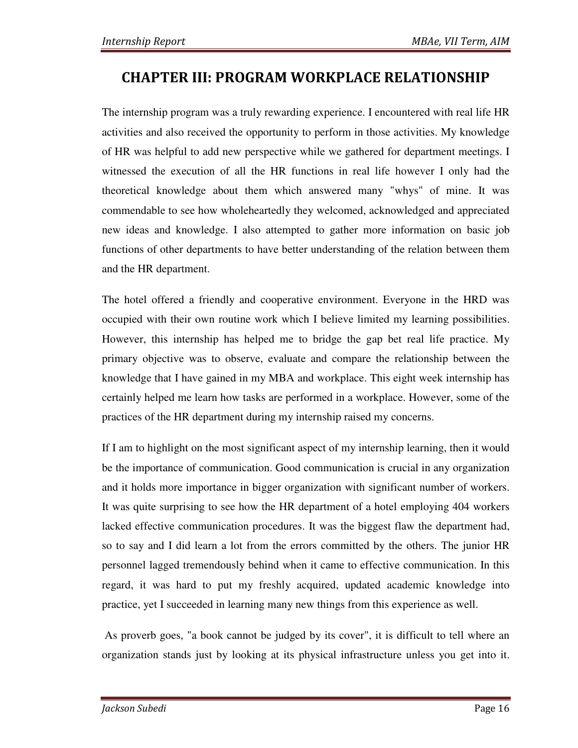# CHAPTER III: PROGRAM WORKPLACE RELATIONSHIP

The internship program was a truly rewarding experience. I encountered with real life HR activities and also received the opportunity to perform in those activities. My knowledge of HR was helpful to add new perspective while we gathered for department meetings. I witnessed the execution of all the HR functions in real life however I only had the theoretical knowledge about them which answered many "whys" of mine. It was commendable to see how wholeheartedly they welcomed, acknowledged and appreciated new ideas and knowledge. I also attempted to gather more information on basic job functions of other departments to have better understanding of the relation between them and the HR department.

The hotel offered a friendly and cooperative environment. Everyone in the HRD was occupied with their own routine work which I believe limited my learning possibilities. However, this internship has helped me to bridge the gap bet real life practice. My primary objective was to observe, evaluate and compare the relationship between the knowledge that I have gained in my MBA and workplace. This eight week internship has certainly helped me learn how tasks are performed in a workplace. However, some of the practices of the HR department during my internship raised my concerns.

If I am to highlight on the most significant aspect of my internship learning, then it would be the importance of communication. Good communication is crucial in any organization and it holds more importance in bigger organization with significant number of workers. It was quite surprising to see how the HR department of a hotel employing 404 workers lacked effective communication procedures. It was the biggest flaw the department had, so to say and I did learn a lot from the errors committed by the others. The junior HR personnel lagged tremendously behind when it came to effective communication. In this regard, it was hard to put my freshly acquired, updated academic knowledge into practice, yet I succeeded in learning many new things from this experience as well.

As proverb goes, "a book cannot be judged by its cover", it is difficult to tell where an organization stands just by looking at its physical infrastructure unless you get into it.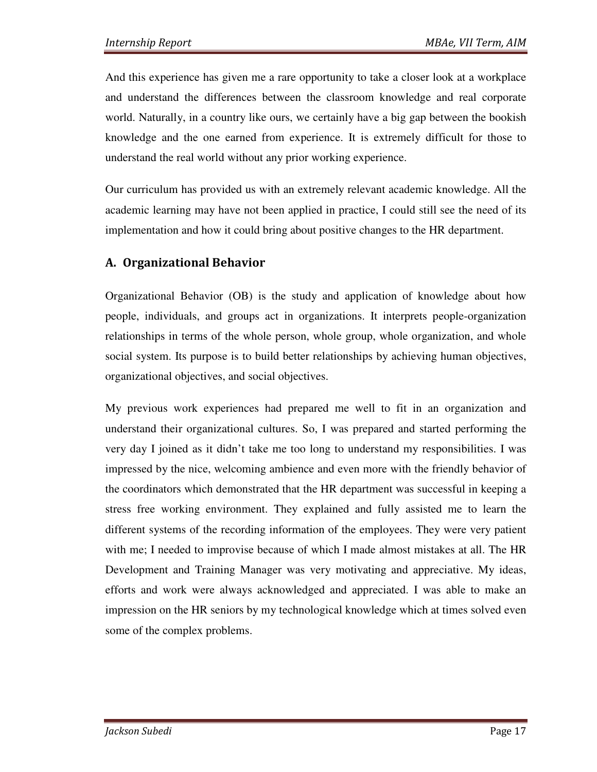And this experience has given me a rare opportunity to take a closer look at a workplace and understand the differences between the classroom knowledge and real corporate world. Naturally, in a country like ours, we certainly have a big gap between the bookish knowledge and the one earned from experience. It is extremely difficult for those to understand the real world without any prior working experience.

Our curriculum has provided us with an extremely relevant academic knowledge. All the academic learning may have not been applied in practice, I could still see the need of its implementation and how it could bring about positive changes to the HR department.

## A. Organizational Behavior

Organizational Behavior (OB) is the study and application of knowledge about how people, individuals, and groups act in organizations. It interprets people-organization relationships in terms of the whole person, whole group, whole organization, and whole social system. Its purpose is to build better relationships by achieving human objectives, organizational objectives, and social objectives.

My previous work experiences had prepared me well to fit in an organization and understand their organizational cultures. So, I was prepared and started performing the very day I joined as it didn't take me too long to understand my responsibilities. I was impressed by the nice, welcoming ambience and even more with the friendly behavior of the coordinators which demonstrated that the HR department was successful in keeping a stress free working environment. They explained and fully assisted me to learn the different systems of the recording information of the employees. They were very patient with me; I needed to improvise because of which I made almost mistakes at all. The HR Development and Training Manager was very motivating and appreciative. My ideas, efforts and work were always acknowledged and appreciated. I was able to make an impression on the HR seniors by my technological knowledge which at times solved even some of the complex problems.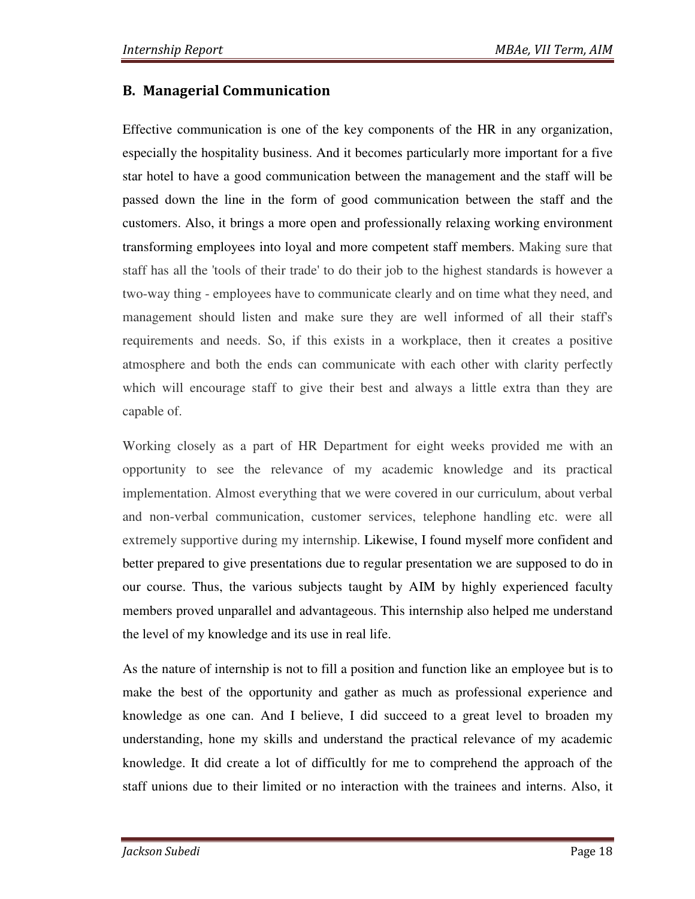## B. Managerial Communication

Effective communication is one of the key components of the HR in any organization, especially the hospitality business. And it becomes particularly more important for a five star hotel to have a good communication between the management and the staff will be passed down the line in the form of good communication between the staff and the customers. Also, it brings a more open and professionally relaxing working environment transforming employees into loyal and more competent staff members. Making sure that staff has all the 'tools of their trade' to do their job to the highest standards is however a two-way thing - employees have to communicate clearly and on time what they need, and management should listen and make sure they are well informed of all their staff's requirements and needs. So, if this exists in a workplace, then it creates a positive atmosphere and both the ends can communicate with each other with clarity perfectly which will encourage staff to give their best and always a little extra than they are capable of.

Working closely as a part of HR Department for eight weeks provided me with an opportunity to see the relevance of my academic knowledge and its practical implementation. Almost everything that we were covered in our curriculum, about verbal and non-verbal communication, customer services, telephone handling etc. were all extremely supportive during my internship. Likewise, I found myself more confident and better prepared to give presentations due to regular presentation we are supposed to do in our course. Thus, the various subjects taught by AIM by highly experienced faculty members proved unparallel and advantageous. This internship also helped me understand the level of my knowledge and its use in real life.

As the nature of internship is not to fill a position and function like an employee but is to make the best of the opportunity and gather as much as professional experience and knowledge as one can. And I believe, I did succeed to a great level to broaden my understanding, hone my skills and understand the practical relevance of my academic knowledge. It did create a lot of difficultly for me to comprehend the approach of the staff unions due to their limited or no interaction with the trainees and interns. Also, it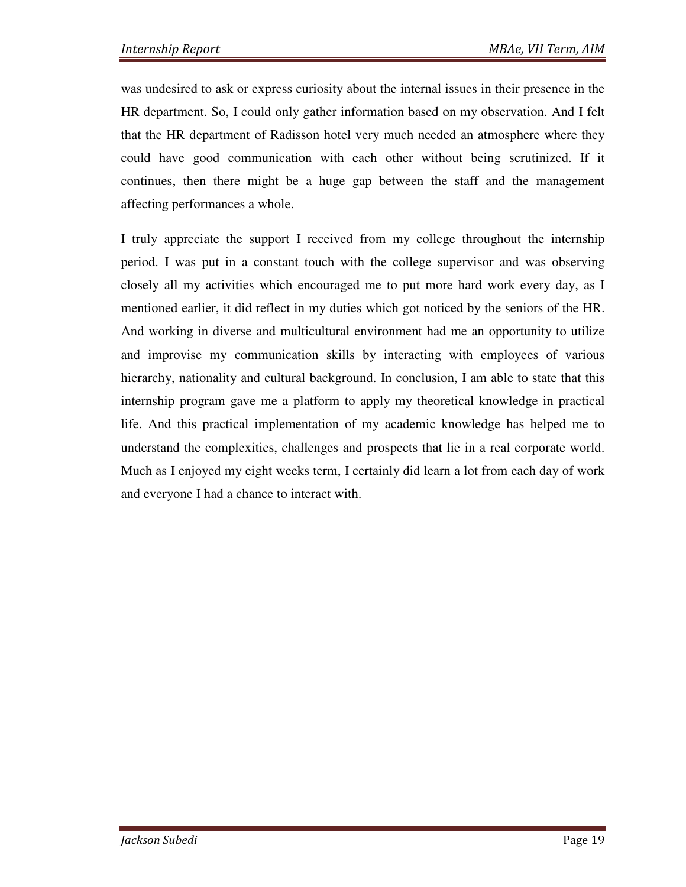was undesired to ask or express curiosity about the internal issues in their presence in the HR department. So, I could only gather information based on my observation. And I felt that the HR department of Radisson hotel very much needed an atmosphere where they could have good communication with each other without being scrutinized. If it continues, then there might be a huge gap between the staff and the management affecting performances a whole.

I truly appreciate the support I received from my college throughout the internship period. I was put in a constant touch with the college supervisor and was observing closely all my activities which encouraged me to put more hard work every day, as I mentioned earlier, it did reflect in my duties which got noticed by the seniors of the HR. And working in diverse and multicultural environment had me an opportunity to utilize and improvise my communication skills by interacting with employees of various hierarchy, nationality and cultural background. In conclusion, I am able to state that this internship program gave me a platform to apply my theoretical knowledge in practical life. And this practical implementation of my academic knowledge has helped me to understand the complexities, challenges and prospects that lie in a real corporate world. Much as I enjoyed my eight weeks term, I certainly did learn a lot from each day of work and everyone I had a chance to interact with.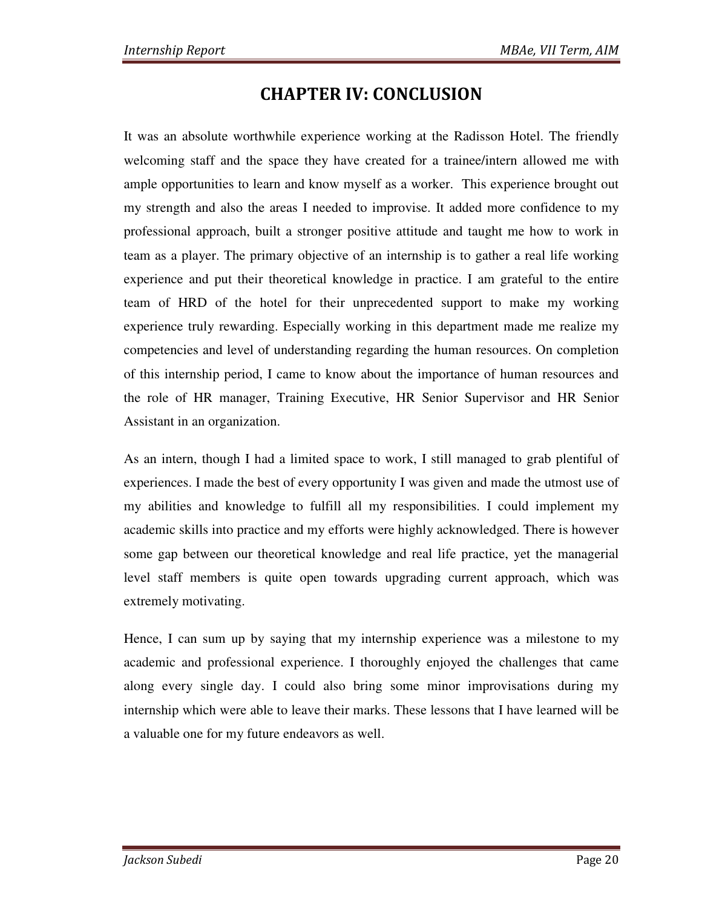# CHAPTER IV: CONCLUSION

It was an absolute worthwhile experience working at the Radisson Hotel. The friendly welcoming staff and the space they have created for a trainee/intern allowed me with ample opportunities to learn and know myself as a worker.  This experience brought out my strength and also the areas I needed to improvise. It added more confidence to my professional approach, built a stronger positive attitude and taught me how to work in team as a player. The primary objective of an internship is to gather a real life working experience and put their theoretical knowledge in practice. I am grateful to the entire team of HRD of the hotel for their unprecedented support to make my working experience truly rewarding. Especially working in this department made me realize my competencies and level of understanding regarding the human resources. On completion of this internship period, I came to know about the importance of human resources and the role of HR manager, Training Executive, HR Senior Supervisor and HR Senior Assistant in an organization.

As an intern, though I had a limited space to work, I still managed to grab plentiful of experiences. I made the best of every opportunity I was given and made the utmost use of my abilities and knowledge to fulfill all my responsibilities. I could implement my academic skills into practice and my efforts were highly acknowledged. There is however some gap between our theoretical knowledge and real life practice, yet the managerial level staff members is quite open towards upgrading current approach, which was extremely motivating.

Hence, I can sum up by saying that my internship experience was a milestone to my academic and professional experience. I thoroughly enjoyed the challenges that came along every single day. I could also bring some minor improvisations during my internship which were able to leave their marks. These lessons that I have learned will be a valuable one for my future endeavors as well.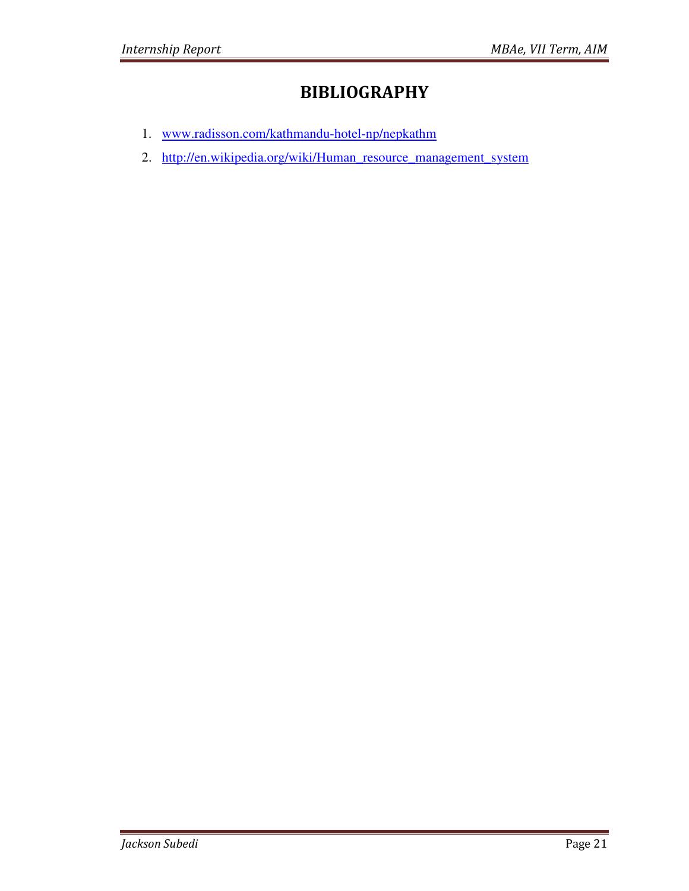# BIBLIOGRAPHY

1. www.radisson.com/kathmandu-hotel-np/nepkathm
2. http://en.wikipedia.org/wiki/Human_resource_management_system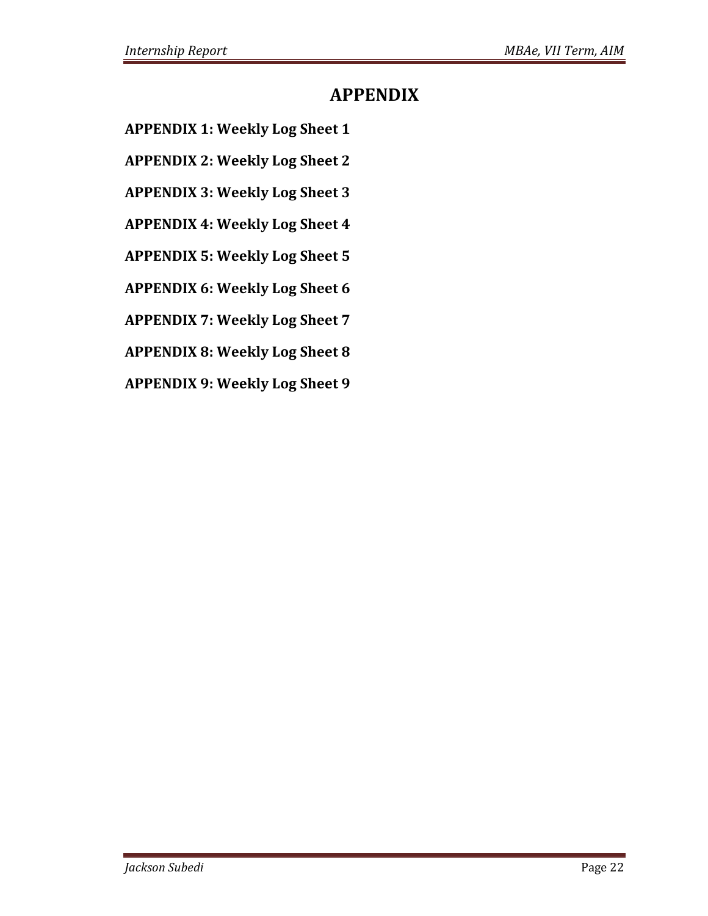# APPENDIX

**APPENDIX 1: Weekly Log Sheet 1**

**APPENDIX 2: Weekly Log Sheet 2**

**APPENDIX 3: Weekly Log Sheet 3**

**APPENDIX 4: Weekly Log Sheet 4**

**APPENDIX 5: Weekly Log Sheet 5**

**APPENDIX 6: Weekly Log Sheet 6**

**APPENDIX 7: Weekly Log Sheet 7**

**APPENDIX 8: Weekly Log Sheet 8**

**APPENDIX 9: Weekly Log Sheet 9**